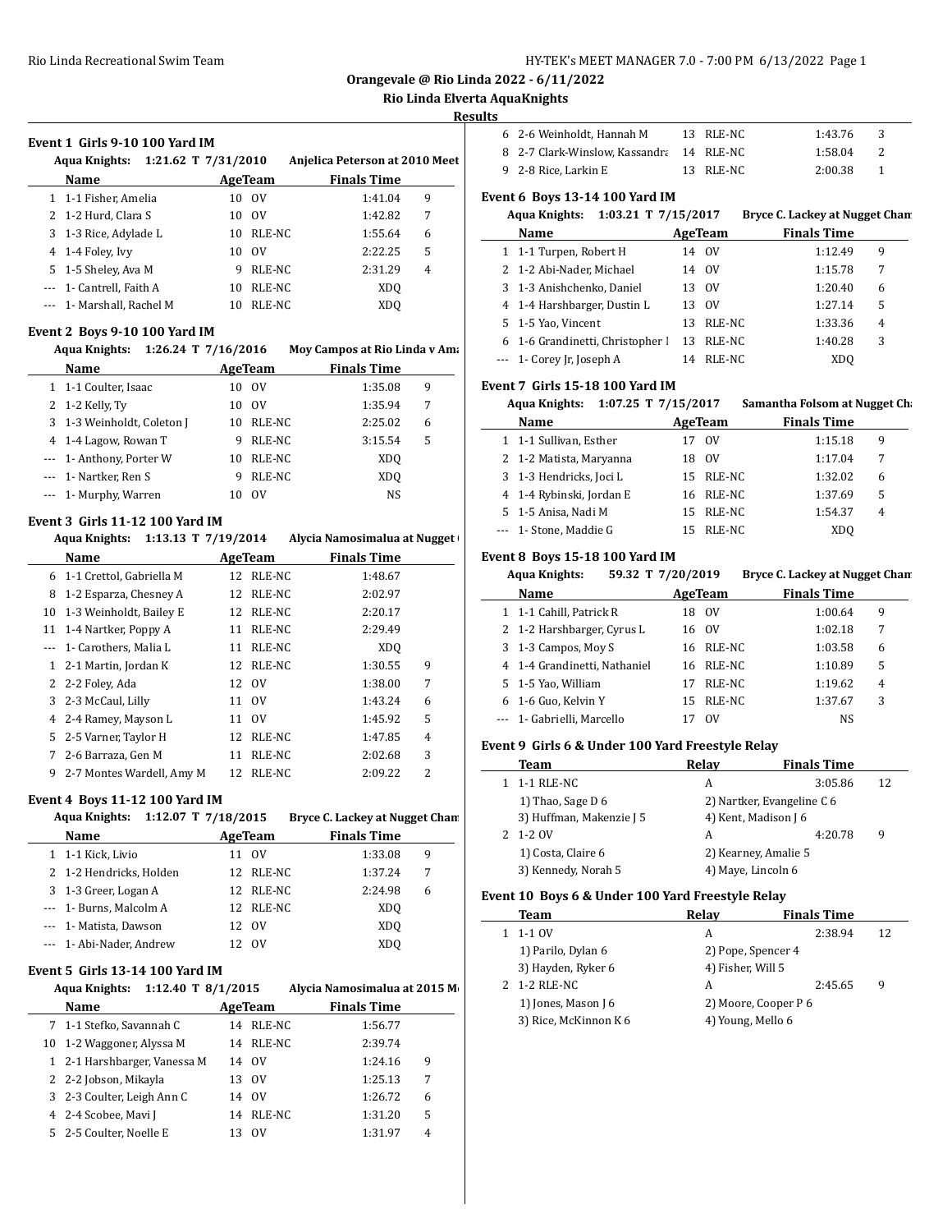**Orangevale @ Rio Linda 2022 - 6/11/2022**

**Rio Linda Elverta AquaKnights**

**Results**

### Event 1 Girls 9-10 100 Yard IM

**Aqua Knights: 1:21.62 T 7/31/2010 Anjelica Peterson at 2010 Meet**

| | Name | Age | Team | Finals Time | |
|---|---|---|---|---|---|
| 1 | 1-1 Fisher, Amelia | 10 | OV | 1:41.04 | 9 |
| 2 | 1-2 Hurd, Clara S | 10 | OV | 1:42.82 | 7 |
| 3 | 1-3 Rice, Adylade L | 10 | RLE-NC | 1:55.64 | 6 |
| 4 | 1-4 Foley, Ivy | 10 | OV | 2:22.25 | 5 |
| 5 | 1-5 Sheley, Ava M | 9 | RLE-NC | 2:31.29 | 4 |
| --- | 1- Cantrell, Faith A | 10 | RLE-NC | XDQ | |
| --- | 1- Marshall, Rachel M | 10 | RLE-NC | XDQ | |

### Event 2 Boys 9-10 100 Yard IM

**Aqua Knights: 1:26.24 T 7/16/2016 Moy Campos at Rio Linda v Ama**

| | Name | Age | Team | Finals Time | |
|---|---|---|---|---|---|
| 1 | 1-1 Coulter, Isaac | 10 | OV | 1:35.08 | 9 |
| 2 | 1-2 Kelly, Ty | 10 | OV | 1:35.94 | 7 |
| 3 | 1-3 Weinholdt, Coleton J | 10 | RLE-NC | 2:25.02 | 6 |
| 4 | 1-4 Lagow, Rowan T | 9 | RLE-NC | 3:15.54 | 5 |
| --- | 1- Anthony, Porter W | 10 | RLE-NC | XDQ | |
| --- | 1- Nartker, Ren S | 9 | RLE-NC | XDQ | |
| --- | 1- Murphy, Warren | 10 | OV | NS | |

### Event 3 Girls 11-12 100 Yard IM

**Aqua Knights: 1:13.13 T 7/19/2014 Alycia Namosimalua at Nugget**

| | Name | Age | Team | Finals Time | |
|---|---|---|---|---|---|
| 6 | 1-1 Crettol, Gabriella M | 12 | RLE-NC | 1:48.67 | |
| 8 | 1-2 Esparza, Chesney A | 12 | RLE-NC | 2:02.97 | |
| 10 | 1-3 Weinholdt, Bailey E | 12 | RLE-NC | 2:20.17 | |
| 11 | 1-4 Nartker, Poppy A | 11 | RLE-NC | 2:29.49 | |
| --- | 1- Carothers, Malia L | 11 | RLE-NC | XDQ | |
| 1 | 2-1 Martin, Jordan K | 12 | RLE-NC | 1:30.55 | 9 |
| 2 | 2-2 Foley, Ada | 12 | OV | 1:38.00 | 7 |
| 3 | 2-3 McCaul, Lilly | 11 | OV | 1:43.24 | 6 |
| 4 | 2-4 Ramey, Mayson L | 11 | OV | 1:45.92 | 5 |
| 5 | 2-5 Varner, Taylor H | 12 | RLE-NC | 1:47.85 | 4 |
| 7 | 2-6 Barraza, Gen M | 11 | RLE-NC | 2:02.68 | 3 |
| 9 | 2-7 Montes Wardell, Amy M | 12 | RLE-NC | 2:09.22 | 2 |

### Event 4 Boys 11-12 100 Yard IM

**Aqua Knights: 1:12.07 T 7/18/2015 Bryce C. Lackey at Nugget Cham**

| | Name | Age | Team | Finals Time | |
|---|---|---|---|---|---|
| 1 | 1-1 Kick, Livio | 11 | OV | 1:33.08 | 9 |
| 2 | 1-2 Hendricks, Holden | 12 | RLE-NC | 1:37.24 | 7 |
| 3 | 1-3 Greer, Logan A | 12 | RLE-NC | 2:24.98 | 6 |
| --- | 1- Burns, Malcolm A | 12 | RLE-NC | XDQ | |
| --- | 1- Matista, Dawson | 12 | OV | XDQ | |
| --- | 1- Abi-Nader, Andrew | 12 | OV | XDQ | |

### Event 5 Girls 13-14 100 Yard IM

**Aqua Knights: 1:12.40 T 8/1/2015 Alycia Namosimalua at 2015 Me**

| | Name | Age | Team | Finals Time | |
|---|---|---|---|---|---|
| 7 | 1-1 Stefko, Savannah C | 14 | RLE-NC | 1:56.77 | |
| 10 | 1-2 Waggoner, Alyssa M | 14 | RLE-NC | 2:39.74 | |
| 1 | 2-1 Harshbarger, Vanessa M | 14 | OV | 1:24.16 | 9 |
| 2 | 2-2 Jobson, Mikayla | 13 | OV | 1:25.13 | 7 |
| 3 | 2-3 Coulter, Leigh Ann C | 14 | OV | 1:26.72 | 6 |
| 4 | 2-4 Scobee, Mavi J | 14 | RLE-NC | 1:31.20 | 5 |
| 5 | 2-5 Coulter, Noelle E | 13 | OV | 1:31.97 | 4 |
| 6 | 2-6 Weinholdt, Hannah M | 13 | RLE-NC | 1:43.76 | 3 |
| 8 | 2-7 Clark-Winslow, Kassandra | 14 | RLE-NC | 1:58.04 | 2 |
| 9 | 2-8 Rice, Larkin E | 13 | RLE-NC | 2:00.38 | 1 |

### Event 6 Boys 13-14 100 Yard IM

**Aqua Knights: 1:03.21 T 7/15/2017 Bryce C. Lackey at Nugget Cham**

| | Name | Age | Team | Finals Time | |
|---|---|---|---|---|---|
| 1 | 1-1 Turpen, Robert H | 14 | OV | 1:12.49 | 9 |
| 2 | 1-2 Abi-Nader, Michael | 14 | OV | 1:15.78 | 7 |
| 3 | 1-3 Anishchenko, Daniel | 13 | OV | 1:20.40 | 6 |
| 4 | 1-4 Harshbarger, Dustin L | 13 | OV | 1:27.14 | 5 |
| 5 | 1-5 Yao, Vincent | 13 | RLE-NC | 1:33.36 | 4 |
| 6 | 1-6 Grandinetti, Christopher I | 13 | RLE-NC | 1:40.28 | 3 |
| --- | 1- Corey Jr, Joseph A | 14 | RLE-NC | XDQ | |

### Event 7 Girls 15-18 100 Yard IM

**Aqua Knights: 1:07.25 T 7/15/2017 Samantha Folsom at Nugget Ch**

| | Name | Age | Team | Finals Time | |
|---|---|---|---|---|---|
| 1 | 1-1 Sullivan, Esther | 17 | OV | 1:15.18 | 9 |
| 2 | 1-2 Matista, Maryanna | 18 | OV | 1:17.04 | 7 |
| 3 | 1-3 Hendricks, Joci L | 15 | RLE-NC | 1:32.02 | 6 |
| 4 | 1-4 Rybinski, Jordan E | 16 | RLE-NC | 1:37.69 | 5 |
| 5 | 1-5 Anisa, Nadi M | 15 | RLE-NC | 1:54.37 | 4 |
| --- | 1- Stone, Maddie G | 15 | RLE-NC | XDQ | |

### Event 8 Boys 15-18 100 Yard IM

**Aqua Knights: 59.32 T 7/20/2019 Bryce C. Lackey at Nugget Cham**

| | Name | Age | Team | Finals Time | |
|---|---|---|---|---|---|
| 1 | 1-1 Cahill, Patrick R | 18 | OV | 1:00.64 | 9 |
| 2 | 1-2 Harshbarger, Cyrus L | 16 | OV | 1:02.18 | 7 |
| 3 | 1-3 Campos, Moy S | 16 | RLE-NC | 1:03.58 | 6 |
| 4 | 1-4 Grandinetti, Nathaniel | 16 | RLE-NC | 1:10.89 | 5 |
| 5 | 1-5 Yao, William | 17 | RLE-NC | 1:19.62 | 4 |
| 6 | 1-6 Guo, Kelvin Y | 15 | RLE-NC | 1:37.67 | 3 |
| --- | 1- Gabrielli, Marcello | 17 | OV | NS | |

### Event 9 Girls 6 & Under 100 Yard Freestyle Relay

| | Team | Relay | Finals Time | |
|---|---|---|---|---|
| 1 | 1-1 RLE-NC | A | 3:05.86 | 12 |
| | 1) Thao, Sage D 6 | 2) Nartker, Evangeline C 6 | | |
| | 3) Huffman, Makenzie J 5 | 4) Kent, Madison J 6 | | |
| 2 | 1-2 OV | A | 4:20.78 | 9 |
| | 1) Costa, Claire 6 | 2) Kearney, Amalie 5 | | |
| | 3) Kennedy, Norah 5 | 4) Maye, Lincoln 6 | | |

### Event 10 Boys 6 & Under 100 Yard Freestyle Relay

| | Team | Relay | Finals Time | |
|---|---|---|---|---|
| 1 | 1-1 OV | A | 2:38.94 | 12 |
| | 1) Parilo, Dylan 6 | 2) Pope, Spencer 4 | | |
| | 3) Hayden, Ryker 6 | 4) Fisher, Will 5 | | |
| 2 | 1-2 RLE-NC | A | 2:45.65 | 9 |
| | 1) Jones, Mason J 6 | 2) Moore, Cooper P 6 | | |
| | 3) Rice, McKinnon K 6 | 4) Young, Mello 6 | | |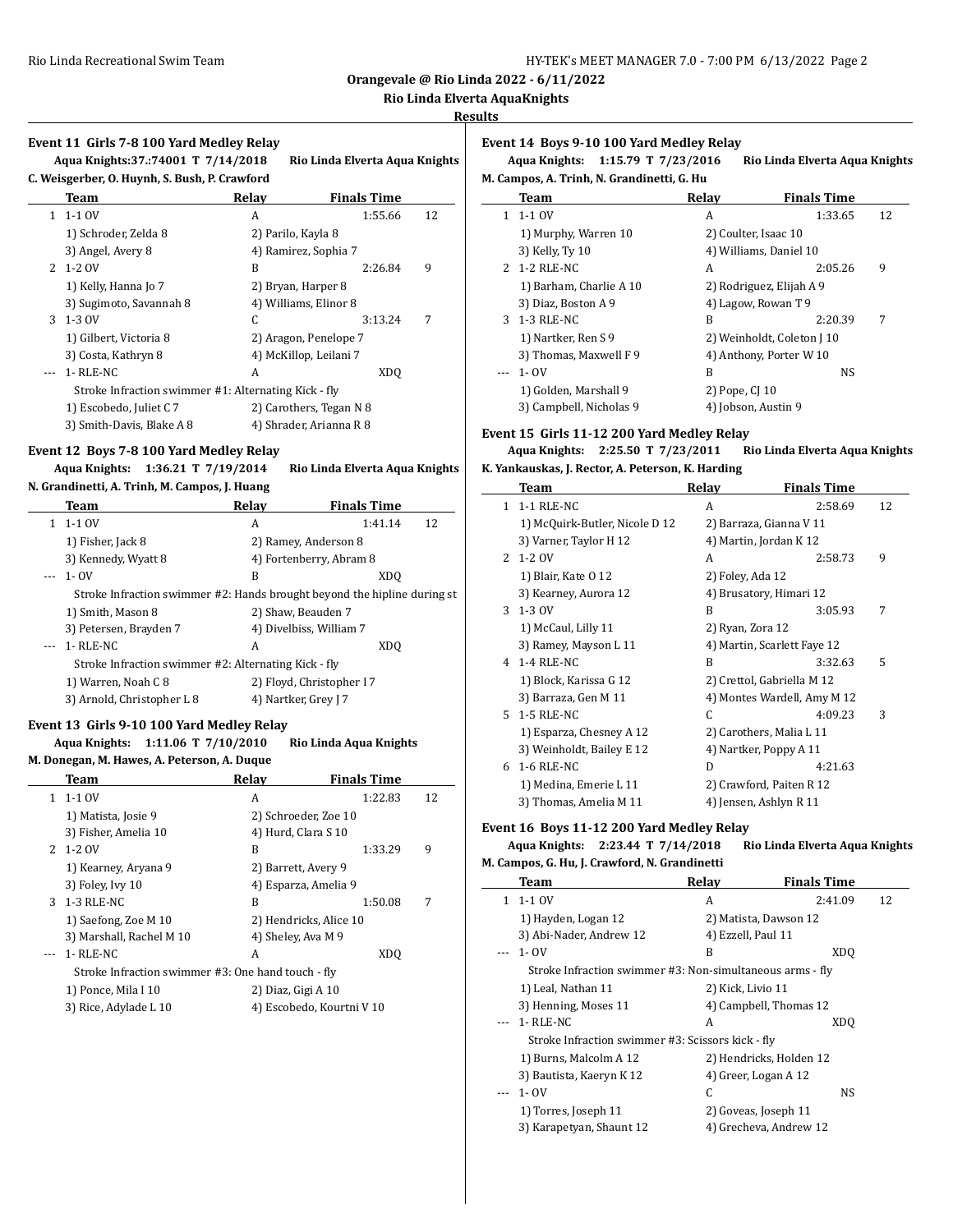Orangevale @ Rio Linda 2022 - 6/11/2022

Rio Linda Elverta AquaKnights

Results

### Event 11 Girls 7-8 100 Yard Medley Relay

**Aqua Knights:37.:74001 T 7/14/2018 Rio Linda Elverta Aqua Knights**
**C. Weisgerber, O. Huynh, S. Bush, P. Crawford**

| | Team | Relay | Finals Time | |
|---|---|---|---|---|
| 1 | 1-1 OV | A | 1:55.66 | 12 |
| | 1) Schroder, Zelda 8 | 2) Parilo, Kayla 8 | | |
| | 3) Angel, Avery 8 | 4) Ramirez, Sophia 7 | | |
| 2 | 1-2 OV | B | 2:26.84 | 9 |
| | 1) Kelly, Hanna Jo 7 | 2) Bryan, Harper 8 | | |
| | 3) Sugimoto, Savannah 8 | 4) Williams, Elinor 8 | | |
| 3 | 1-3 OV | C | 3:13.24 | 7 |
| | 1) Gilbert, Victoria 8 | 2) Aragon, Penelope 7 | | |
| | 3) Costa, Kathryn 8 | 4) McKillop, Leilani 7 | | |
| --- | 1- RLE-NC | A | XDQ | |
| | Stroke Infraction swimmer #1: Alternating Kick - fly | | | |
| | 1) Escobedo, Juliet C 7 | 2) Carothers, Tegan N 8 | | |
| | 3) Smith-Davis, Blake A 8 | 4) Shrader, Arianna R 8 | | |

### Event 12 Boys 7-8 100 Yard Medley Relay

**Aqua Knights: 1:36.21 T 7/19/2014 Rio Linda Elverta Aqua Knights**
**N. Grandinetti, A. Trinh, M. Campos, J. Huang**

| | Team | Relay | Finals Time | |
|---|---|---|---|---|
| 1 | 1-1 OV | A | 1:41.14 | 12 |
| | 1) Fisher, Jack 8 | 2) Ramey, Anderson 8 | | |
| | 3) Kennedy, Wyatt 8 | 4) Fortenberry, Abram 8 | | |
| --- | 1- OV | B | XDQ | |
| | Stroke Infraction swimmer #2: Hands brought beyond the hipline during st | | | |
| | 1) Smith, Mason 8 | 2) Shaw, Beauden 7 | | |
| | 3) Petersen, Brayden 7 | 4) Divelbiss, William 7 | | |
| --- | 1- RLE-NC | A | XDQ | |
| | Stroke Infraction swimmer #2: Alternating Kick - fly | | | |
| | 1) Warren, Noah C 8 | 2) Floyd, Christopher I 7 | | |
| | 3) Arnold, Christopher L 8 | 4) Nartker, Grey J 7 | | |

### Event 13 Girls 9-10 100 Yard Medley Relay

**Aqua Knights: 1:11.06 T 7/10/2010 Rio Linda Aqua Knights**
**M. Donegan, M. Hawes, A. Peterson, A. Duque**

| | Team | Relay | Finals Time | |
|---|---|---|---|---|
| 1 | 1-1 OV | A | 1:22.83 | 12 |
| | 1) Matista, Josie 9 | 2) Schroeder, Zoe 10 | | |
| | 3) Fisher, Amelia 10 | 4) Hurd, Clara S 10 | | |
| 2 | 1-2 OV | B | 1:33.29 | 9 |
| | 1) Kearney, Aryana 9 | 2) Barrett, Avery 9 | | |
| | 3) Foley, Ivy 10 | 4) Esparza, Amelia 9 | | |
| 3 | 1-3 RLE-NC | B | 1:50.08 | 7 |
| | 1) Saefong, Zoe M 10 | 2) Hendricks, Alice 10 | | |
| | 3) Marshall, Rachel M 10 | 4) Sheley, Ava M 9 | | |
| --- | 1- RLE-NC | A | XDQ | |
| | Stroke Infraction swimmer #3: One hand touch - fly | | | |
| | 1) Ponce, Mila I 10 | 2) Diaz, Gigi A 10 | | |
| | 3) Rice, Adylade L 10 | 4) Escobedo, Kourtni V 10 | | |

### Event 14 Boys 9-10 100 Yard Medley Relay

**Aqua Knights: 1:15.79 T 7/23/2016 Rio Linda Elverta Aqua Knights**
**M. Campos, A. Trinh, N. Grandinetti, G. Hu**

| | Team | Relay | Finals Time | |
|---|---|---|---|---|
| 1 | 1-1 OV | A | 1:33.65 | 12 |
| | 1) Murphy, Warren 10 | 2) Coulter, Isaac 10 | | |
| | 3) Kelly, Ty 10 | 4) Williams, Daniel 10 | | |
| 2 | 1-2 RLE-NC | A | 2:05.26 | 9 |
| | 1) Barham, Charlie A 10 | 2) Rodriguez, Elijah A 9 | | |
| | 3) Diaz, Boston A 9 | 4) Lagow, Rowan T 9 | | |
| 3 | 1-3 RLE-NC | B | 2:20.39 | 7 |
| | 1) Nartker, Ren S 9 | 2) Weinholdt, Coleton J 10 | | |
| | 3) Thomas, Maxwell F 9 | 4) Anthony, Porter W 10 | | |
| --- | 1- OV | B | NS | |
| | 1) Golden, Marshall 9 | 2) Pope, CJ 10 | | |
| | 3) Campbell, Nicholas 9 | 4) Jobson, Austin 9 | | |

### Event 15 Girls 11-12 200 Yard Medley Relay

**Aqua Knights: 2:25.50 T 7/23/2011 Rio Linda Elverta Aqua Knights**
**K. Yankauskas, J. Rector, A. Peterson, K. Harding**

| | Team | Relay | Finals Time | |
|---|---|---|---|---|
| 1 | 1-1 RLE-NC | A | 2:58.69 | 12 |
| | 1) McQuirk-Butler, Nicole D 12 | 2) Barraza, Gianna V 11 | | |
| | 3) Varner, Taylor H 12 | 4) Martin, Jordan K 12 | | |
| 2 | 1-2 OV | A | 2:58.73 | 9 |
| | 1) Blair, Kate O 12 | 2) Foley, Ada 12 | | |
| | 3) Kearney, Aurora 12 | 4) Brusatory, Himari 12 | | |
| 3 | 1-3 OV | B | 3:05.93 | 7 |
| | 1) McCaul, Lilly 11 | 2) Ryan, Zora 12 | | |
| | 3) Ramey, Mayson L 11 | 4) Martin, Scarlett Faye 12 | | |
| 4 | 1-4 RLE-NC | B | 3:32.63 | 5 |
| | 1) Block, Karissa G 12 | 2) Crettol, Gabriella M 12 | | |
| | 3) Barraza, Gen M 11 | 4) Montes Wardell, Amy M 12 | | |
| 5 | 1-5 RLE-NC | C | 4:09.23 | 3 |
| | 1) Esparza, Chesney A 12 | 2) Carothers, Malia L 11 | | |
| | 3) Weinholdt, Bailey E 12 | 4) Nartker, Poppy A 11 | | |
| 6 | 1-6 RLE-NC | D | 4:21.63 | |
| | 1) Medina, Emerie L 11 | 2) Crawford, Paiten R 12 | | |
| | 3) Thomas, Amelia M 11 | 4) Jensen, Ashlyn R 11 | | |

### Event 16 Boys 11-12 200 Yard Medley Relay

**Aqua Knights: 2:23.44 T 7/14/2018 Rio Linda Elverta Aqua Knights**
**M. Campos, G. Hu, J. Crawford, N. Grandinetti**

| | Team | Relay | Finals Time | |
|---|---|---|---|---|
| 1 | 1-1 OV | A | 2:41.09 | 12 |
| | 1) Hayden, Logan 12 | 2) Matista, Dawson 12 | | |
| | 3) Abi-Nader, Andrew 12 | 4) Ezzell, Paul 11 | | |
| --- | 1- OV | B | XDQ | |
| | Stroke Infraction swimmer #3: Non-simultaneous arms - fly | | | |
| | 1) Leal, Nathan 11 | 2) Kick, Livio 11 | | |
| | 3) Henning, Moses 11 | 4) Campbell, Thomas 12 | | |
| --- | 1- RLE-NC | A | XDQ | |
| | Stroke Infraction swimmer #3: Scissors kick - fly | | | |
| | 1) Burns, Malcolm A 12 | 2) Hendricks, Holden 12 | | |
| | 3) Bautista, Kaeryn K 12 | 4) Greer, Logan A 12 | | |
| --- | 1- OV | C | NS | |
| | 1) Torres, Joseph 11 | 2) Goveas, Joseph 11 | | |
| | 3) Karapetyan, Shaunt 12 | 4) Grecheva, Andrew 12 | | |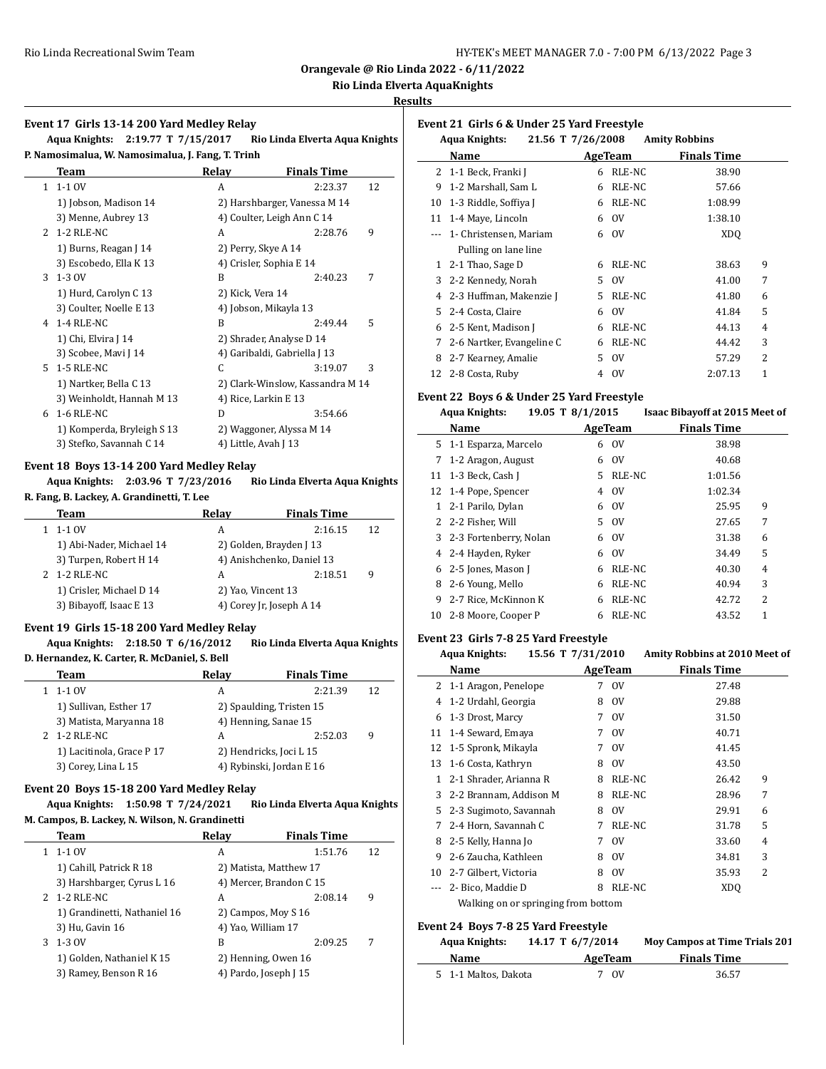# Orangevale @ Rio Linda 2022 - 6/11/2022

## Rio Linda Elverta AquaKnights

### Results

#### Event 17 Girls 13-14 200 Yard Medley Relay

**Aqua Knights: 2:19.77 T 7/15/2017 Rio Linda Elverta Aqua Knights**
**P. Namosimalua, W. Namosimalua, J. Fang, T. Trinh**

| | Team | Relay | Finals Time | |
|---|---|---|---|---|
| 1 | 1-1 OV | A | 2:23.37 | 12 |
| | 1) Jobson, Madison 14 | 2) Harshbarger, Vanessa M 14 | | |
| | 3) Menne, Aubrey 13 | 4) Coulter, Leigh Ann C 14 | | |
| 2 | 1-2 RLE-NC | A | 2:28.76 | 9 |
| | 1) Burns, Reagan J 14 | 2) Perry, Skye A 14 | | |
| | 3) Escobedo, Ella K 13 | 4) Crisler, Sophia E 14 | | |
| 3 | 1-3 OV | B | 2:40.23 | 7 |
| | 1) Hurd, Carolyn C 13 | 2) Kick, Vera 14 | | |
| | 3) Coulter, Noelle E 13 | 4) Jobson, Mikayla 13 | | |
| 4 | 1-4 RLE-NC | B | 2:49.44 | 5 |
| | 1) Chi, Elvira J 14 | 2) Shrader, Analyse D 14 | | |
| | 3) Scobee, Mavi J 14 | 4) Garibaldi, Gabriella J 13 | | |
| 5 | 1-5 RLE-NC | C | 3:19.07 | 3 |
| | 1) Nartker, Bella C 13 | 2) Clark-Winslow, Kassandra M 14 | | |
| | 3) Weinholdt, Hannah M 13 | 4) Rice, Larkin E 13 | | |
| 6 | 1-6 RLE-NC | D | 3:54.66 | |
| | 1) Komperda, Bryleigh S 13 | 2) Waggoner, Alyssa M 14 | | |
| | 3) Stefko, Savannah C 14 | 4) Little, Avah J 13 | | |

#### Event 18 Boys 13-14 200 Yard Medley Relay

**Aqua Knights: 2:03.96 T 7/23/2016 Rio Linda Elverta Aqua Knights**
**R. Fang, B. Lackey, A. Grandinetti, T. Lee**

| | Team | Relay | Finals Time | |
|---|---|---|---|---|
| 1 | 1-1 OV | A | 2:16.15 | 12 |
| | 1) Abi-Nader, Michael 14 | 2) Golden, Brayden J 13 | | |
| | 3) Turpen, Robert H 14 | 4) Anishchenko, Daniel 13 | | |
| 2 | 1-2 RLE-NC | A | 2:18.51 | 9 |
| | 1) Crisler, Michael D 14 | 2) Yao, Vincent 13 | | |
| | 3) Bibayoff, Isaac E 13 | 4) Corey Jr, Joseph A 14 | | |

#### Event 19 Girls 15-18 200 Yard Medley Relay

**Aqua Knights: 2:18.50 T 6/16/2012 Rio Linda Elverta Aqua Knights**
**D. Hernandez, K. Carter, R. McDaniel, S. Bell**

| | Team | Relay | Finals Time | |
|---|---|---|---|---|
| 1 | 1-1 OV | A | 2:21.39 | 12 |
| | 1) Sullivan, Esther 17 | 2) Spaulding, Tristen 15 | | |
| | 3) Matista, Maryanna 18 | 4) Henning, Sanae 15 | | |
| 2 | 1-2 RLE-NC | A | 2:52.03 | 9 |
| | 1) Lacitinola, Grace P 17 | 2) Hendricks, Joci L 15 | | |
| | 3) Corey, Lina L 15 | 4) Rybinski, Jordan E 16 | | |

#### Event 20 Boys 15-18 200 Yard Medley Relay

**Aqua Knights: 1:50.98 T 7/24/2021 Rio Linda Elverta Aqua Knights**
**M. Campos, B. Lackey, N. Wilson, N. Grandinetti**

| | Team | Relay | Finals Time | |
|---|---|---|---|---|
| 1 | 1-1 OV | A | 1:51.76 | 12 |
| | 1) Cahill, Patrick R 18 | 2) Matista, Matthew 17 | | |
| | 3) Harshbarger, Cyrus L 16 | 4) Mercer, Brandon C 15 | | |
| 2 | 1-2 RLE-NC | A | 2:08.14 | 9 |
| | 1) Grandinetti, Nathaniel 16 | 2) Campos, Moy S 16 | | |
| | 3) Hu, Gavin 16 | 4) Yao, William 17 | | |
| 3 | 1-3 OV | B | 2:09.25 | 7 |
| | 1) Golden, Nathaniel K 15 | 2) Henning, Owen 16 | | |
| | 3) Ramey, Benson R 16 | 4) Pardo, Joseph J 15 | | |

#### Event 21 Girls 6 & Under 25 Yard Freestyle

**Aqua Knights: 21.56 T 7/26/2008 Amity Robbins**

| | Name | Age | Team | Finals Time | |
|---|---|---|---|---|---|
| 2 | 1-1 Beck, Franki J | 6 | RLE-NC | 38.90 | |
| 9 | 1-2 Marshall, Sam L | 6 | RLE-NC | 57.66 | |
| 10 | 1-3 Riddle, Soffiya J | 6 | RLE-NC | 1:08.99 | |
| 11 | 1-4 Maye, Lincoln | 6 | OV | 1:38.10 | |
| --- | 1- Christensen, Mariam | 6 | OV | XDQ | |
| | Pulling on lane line | | | | |
| 1 | 2-1 Thao, Sage D | 6 | RLE-NC | 38.63 | 9 |
| 3 | 2-2 Kennedy, Norah | 5 | OV | 41.00 | 7 |
| 4 | 2-3 Huffman, Makenzie J | 5 | RLE-NC | 41.80 | 6 |
| 5 | 2-4 Costa, Claire | 6 | OV | 41.84 | 5 |
| 6 | 2-5 Kent, Madison J | 6 | RLE-NC | 44.13 | 4 |
| 7 | 2-6 Nartker, Evangeline C | 6 | RLE-NC | 44.42 | 3 |
| 8 | 2-7 Kearney, Amalie | 5 | OV | 57.29 | 2 |
| 12 | 2-8 Costa, Ruby | 4 | OV | 2:07.13 | 1 |

#### Event 22 Boys 6 & Under 25 Yard Freestyle

**Aqua Knights: 19.05 T 8/1/2015 Isaac Bibayoff at 2015 Meet of**

| | Name | Age | Team | Finals Time | |
|---|---|---|---|---|---|
| 5 | 1-1 Esparza, Marcelo | 6 | OV | 38.98 | |
| 7 | 1-2 Aragon, August | 6 | OV | 40.68 | |
| 11 | 1-3 Beck, Cash J | 5 | RLE-NC | 1:01.56 | |
| 12 | 1-4 Pope, Spencer | 4 | OV | 1:02.34 | |
| 1 | 2-1 Parilo, Dylan | 6 | OV | 25.95 | 9 |
| 2 | 2-2 Fisher, Will | 5 | OV | 27.65 | 7 |
| 3 | 2-3 Fortenberry, Nolan | 6 | OV | 31.38 | 6 |
| 4 | 2-4 Hayden, Ryker | 6 | OV | 34.49 | 5 |
| 6 | 2-5 Jones, Mason J | 6 | RLE-NC | 40.30 | 4 |
| 8 | 2-6 Young, Mello | 6 | RLE-NC | 40.94 | 3 |
| 9 | 2-7 Rice, McKinnon K | 6 | RLE-NC | 42.72 | 2 |
| 10 | 2-8 Moore, Cooper P | 6 | RLE-NC | 43.52 | 1 |

#### Event 23 Girls 7-8 25 Yard Freestyle

**Aqua Knights: 15.56 T 7/31/2010 Amity Robbins at 2010 Meet of**

| | Name | Age | Team | Finals Time | |
|---|---|---|---|---|---|
| 2 | 1-1 Aragon, Penelope | 7 | OV | 27.48 | |
| 4 | 1-2 Urdahl, Georgia | 8 | OV | 29.88 | |
| 6 | 1-3 Drost, Marcy | 7 | OV | 31.50 | |
| 11 | 1-4 Seward, Emaya | 7 | OV | 40.71 | |
| 12 | 1-5 Spronk, Mikayla | 7 | OV | 41.45 | |
| 13 | 1-6 Costa, Kathryn | 8 | OV | 43.50 | |
| 1 | 2-1 Shrader, Arianna R | 8 | RLE-NC | 26.42 | 9 |
| 3 | 2-2 Brannam, Addison M | 8 | RLE-NC | 28.96 | 7 |
| 5 | 2-3 Sugimoto, Savannah | 8 | OV | 29.91 | 6 |
| 7 | 2-4 Horn, Savannah C | 7 | RLE-NC | 31.78 | 5 |
| 8 | 2-5 Kelly, Hanna Jo | 7 | OV | 33.60 | 4 |
| 9 | 2-6 Zaucha, Kathleen | 8 | OV | 34.81 | 3 |
| 10 | 2-7 Gilbert, Victoria | 8 | OV | 35.93 | 2 |
| --- | 2- Bico, Maddie D | 8 | RLE-NC | XDQ | |
| | Walking on or springing from bottom | | | | |

#### Event 24 Boys 7-8 25 Yard Freestyle

**Aqua Knights: 14.17 T 6/7/2014 Moy Campos at Time Trials 201**

| | Name | Age | Team | Finals Time |
|---|---|---|---|---|
| 5 | 1-1 Maltos, Dakota | 7 | OV | 36.57 |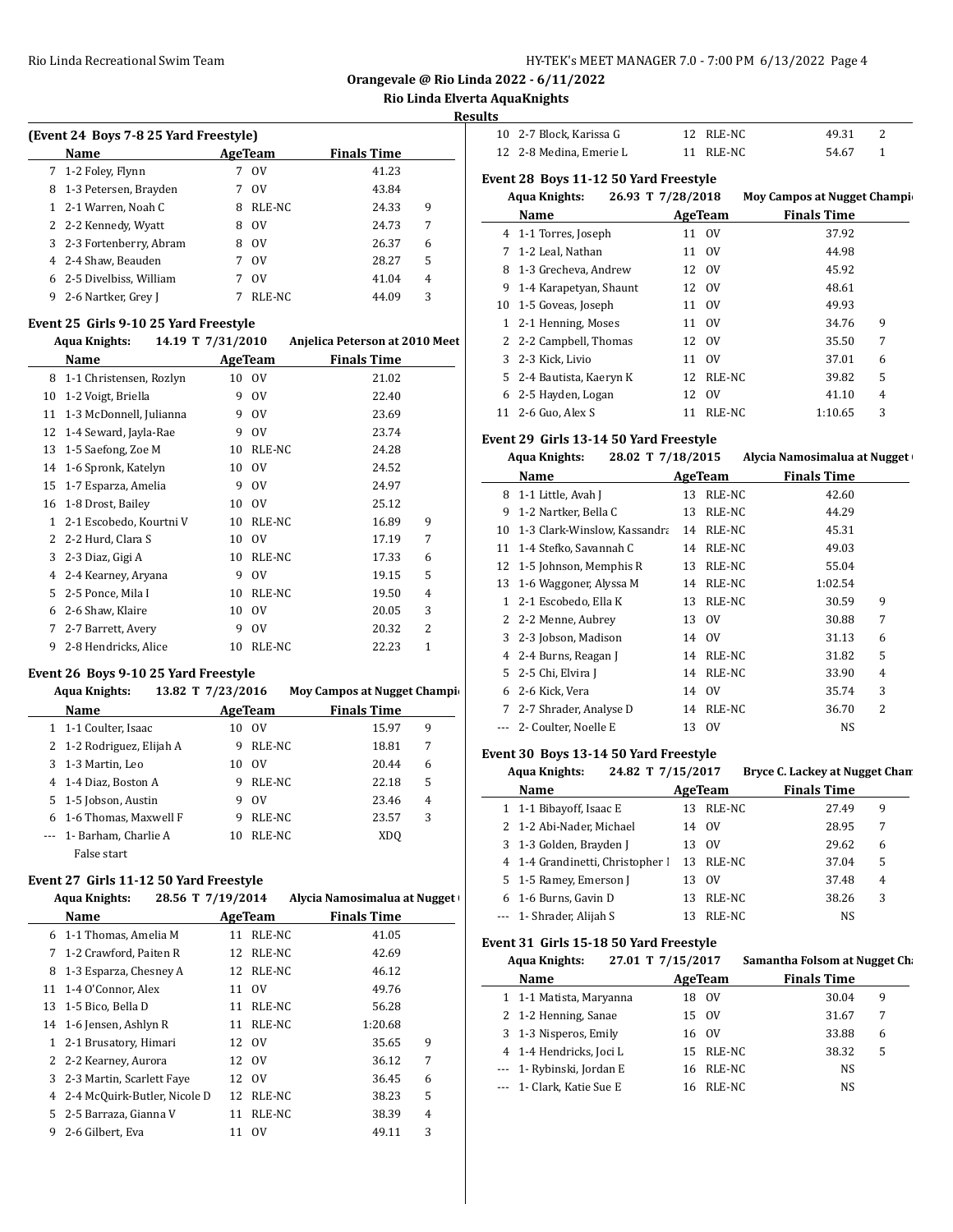## Orangevale @ Rio Linda 2022 - 6/11/2022

### Rio Linda Elverta AquaKnights

#### Results

**(Event 24 Boys 7-8 25 Yard Freestyle)**

| | Name | Age | Team | Finals Time | |
|---|---|---|---|---|---|
| 7 | 1-2 Foley, Flynn | 7 | OV | 41.23 | |
| 8 | 1-3 Petersen, Brayden | 7 | OV | 43.84 | |
| 1 | 2-1 Warren, Noah C | 8 | RLE-NC | 24.33 | 9 |
| 2 | 2-2 Kennedy, Wyatt | 8 | OV | 24.73 | 7 |
| 3 | 2-3 Fortenberry, Abram | 8 | OV | 26.37 | 6 |
| 4 | 2-4 Shaw, Beauden | 7 | OV | 28.27 | 5 |
| 6 | 2-5 Divelbiss, William | 7 | OV | 41.04 | 4 |
| 9 | 2-6 Nartker, Grey J | 7 | RLE-NC | 44.09 | 3 |

**Event 25 Girls 9-10 25 Yard Freestyle**

Aqua Knights: 14.19 T 7/31/2010 Anjelica Peterson at 2010 Meet

| | Name | Age | Team | Finals Time | |
|---|---|---|---|---|---|
| 8 | 1-1 Christensen, Rozlyn | 10 | OV | 21.02 | |
| 10 | 1-2 Voigt, Briella | 9 | OV | 22.40 | |
| 11 | 1-3 McDonnell, Julianna | 9 | OV | 23.69 | |
| 12 | 1-4 Seward, Jayla-Rae | 9 | OV | 23.74 | |
| 13 | 1-5 Saefong, Zoe M | 10 | RLE-NC | 24.28 | |
| 14 | 1-6 Spronk, Katelyn | 10 | OV | 24.52 | |
| 15 | 1-7 Esparza, Amelia | 9 | OV | 24.97 | |
| 16 | 1-8 Drost, Bailey | 10 | OV | 25.12 | |
| 1 | 2-1 Escobedo, Kourtni V | 10 | RLE-NC | 16.89 | 9 |
| 2 | 2-2 Hurd, Clara S | 10 | OV | 17.19 | 7 |
| 3 | 2-3 Diaz, Gigi A | 10 | RLE-NC | 17.33 | 6 |
| 4 | 2-4 Kearney, Aryana | 9 | OV | 19.15 | 5 |
| 5 | 2-5 Ponce, Mila I | 10 | RLE-NC | 19.50 | 4 |
| 6 | 2-6 Shaw, Klaire | 10 | OV | 20.05 | 3 |
| 7 | 2-7 Barrett, Avery | 9 | OV | 20.32 | 2 |
| 9 | 2-8 Hendricks, Alice | 10 | RLE-NC | 22.23 | 1 |

**Event 26 Boys 9-10 25 Yard Freestyle**

Aqua Knights: 13.82 T 7/23/2016 Moy Campos at Nugget Champi

| | Name | Age | Team | Finals Time | |
|---|---|---|---|---|---|
| 1 | 1-1 Coulter, Isaac | 10 | OV | 15.97 | 9 |
| 2 | 1-2 Rodriguez, Elijah A | 9 | RLE-NC | 18.81 | 7 |
| 3 | 1-3 Martin, Leo | 10 | OV | 20.44 | 6 |
| 4 | 1-4 Diaz, Boston A | 9 | RLE-NC | 22.18 | 5 |
| 5 | 1-5 Jobson, Austin | 9 | OV | 23.46 | 4 |
| 6 | 1-6 Thomas, Maxwell F | 9 | RLE-NC | 23.57 | 3 |
| --- | 1- Barham, Charlie A | 10 | RLE-NC | XDQ | |
| | False start | | | | |

**Event 27 Girls 11-12 50 Yard Freestyle**

Aqua Knights: 28.56 T 7/19/2014 Alycia Namosimalua at Nugget (

| | Name | Age | Team | Finals Time | |
|---|---|---|---|---|---|
| 6 | 1-1 Thomas, Amelia M | 11 | RLE-NC | 41.05 | |
| 7 | 1-2 Crawford, Paiten R | 12 | RLE-NC | 42.69 | |
| 8 | 1-3 Esparza, Chesney A | 12 | RLE-NC | 46.12 | |
| 11 | 1-4 O'Connor, Alex | 11 | OV | 49.76 | |
| 13 | 1-5 Bico, Bella D | 11 | RLE-NC | 56.28 | |
| 14 | 1-6 Jensen, Ashlyn R | 11 | RLE-NC | 1:20.68 | |
| 1 | 2-1 Brusatory, Himari | 12 | OV | 35.65 | 9 |
| 2 | 2-2 Kearney, Aurora | 12 | OV | 36.12 | 7 |
| 3 | 2-3 Martin, Scarlett Faye | 12 | OV | 36.45 | 6 |
| 4 | 2-4 McQuirk-Butler, Nicole D | 12 | RLE-NC | 38.23 | 5 |
| 5 | 2-5 Barraza, Gianna V | 11 | RLE-NC | 38.39 | 4 |
| 9 | 2-6 Gilbert, Eva | 11 | OV | 49.11 | 3 |
| 10 | 2-7 Block, Karissa G | 12 | RLE-NC | 49.31 | 2 |
| 12 | 2-8 Medina, Emerie L | 11 | RLE-NC | 54.67 | 1 |

**Event 28 Boys 11-12 50 Yard Freestyle**

Aqua Knights: 26.93 T 7/28/2018 Moy Campos at Nugget Champi

| | Name | Age | Team | Finals Time | |
|---|---|---|---|---|---|
| 4 | 1-1 Torres, Joseph | 11 | OV | 37.92 | |
| 7 | 1-2 Leal, Nathan | 11 | OV | 44.98 | |
| 8 | 1-3 Grecheva, Andrew | 12 | OV | 45.92 | |
| 9 | 1-4 Karapetyan, Shaunt | 12 | OV | 48.61 | |
| 10 | 1-5 Goveas, Joseph | 11 | OV | 49.93 | |
| 1 | 2-1 Henning, Moses | 11 | OV | 34.76 | 9 |
| 2 | 2-2 Campbell, Thomas | 12 | OV | 35.50 | 7 |
| 3 | 2-3 Kick, Livio | 11 | OV | 37.01 | 6 |
| 5 | 2-4 Bautista, Kaeryn K | 12 | RLE-NC | 39.82 | 5 |
| 6 | 2-5 Hayden, Logan | 12 | OV | 41.10 | 4 |
| 11 | 2-6 Guo, Alex S | 11 | RLE-NC | 1:10.65 | 3 |

**Event 29 Girls 13-14 50 Yard Freestyle**

Aqua Knights: 28.02 T 7/18/2015 Alycia Namosimalua at Nugget (

| | Name | Age | Team | Finals Time | |
|---|---|---|---|---|---|
| 8 | 1-1 Little, Avah J | 13 | RLE-NC | 42.60 | |
| 9 | 1-2 Nartker, Bella C | 13 | RLE-NC | 44.29 | |
| 10 | 1-3 Clark-Winslow, Kassandra | 14 | RLE-NC | 45.31 | |
| 11 | 1-4 Stefko, Savannah C | 14 | RLE-NC | 49.03 | |
| 12 | 1-5 Johnson, Memphis R | 13 | RLE-NC | 55.04 | |
| 13 | 1-6 Waggoner, Alyssa M | 14 | RLE-NC | 1:02.54 | |
| 1 | 2-1 Escobedo, Ella K | 13 | RLE-NC | 30.59 | 9 |
| 2 | 2-2 Menne, Aubrey | 13 | OV | 30.88 | 7 |
| 3 | 2-3 Jobson, Madison | 14 | OV | 31.13 | 6 |
| 4 | 2-4 Burns, Reagan J | 14 | RLE-NC | 31.82 | 5 |
| 5 | 2-5 Chi, Elvira J | 14 | RLE-NC | 33.90 | 4 |
| 6 | 2-6 Kick, Vera | 14 | OV | 35.74 | 3 |
| 7 | 2-7 Shrader, Analyse D | 14 | RLE-NC | 36.70 | 2 |
| --- | 2- Coulter, Noelle E | 13 | OV | NS | |

**Event 30 Boys 13-14 50 Yard Freestyle**

Aqua Knights: 24.82 T 7/15/2017 Bryce C. Lackey at Nugget Cham

| | Name | Age | Team | Finals Time | |
|---|---|---|---|---|---|
| 1 | 1-1 Bibayoff, Isaac E | 13 | RLE-NC | 27.49 | 9 |
| 2 | 1-2 Abi-Nader, Michael | 14 | OV | 28.95 | 7 |
| 3 | 1-3 Golden, Brayden J | 13 | OV | 29.62 | 6 |
| 4 | 1-4 Grandinetti, Christopher I | 13 | RLE-NC | 37.04 | 5 |
| 5 | 1-5 Ramey, Emerson J | 13 | OV | 37.48 | 4 |
| 6 | 1-6 Burns, Gavin D | 13 | RLE-NC | 38.26 | 3 |
| --- | 1- Shrader, Alijah S | 13 | RLE-NC | NS | |

**Event 31 Girls 15-18 50 Yard Freestyle**

Aqua Knights: 27.01 T 7/15/2017 Samantha Folsom at Nugget Ch

| | Name | Age | Team | Finals Time | |
|---|---|---|---|---|---|
| 1 | 1-1 Matista, Maryanna | 18 | OV | 30.04 | 9 |
| 2 | 1-2 Henning, Sanae | 15 | OV | 31.67 | 7 |
| 3 | 1-3 Nisperos, Emily | 16 | OV | 33.88 | 6 |
| 4 | 1-4 Hendricks, Joci L | 15 | RLE-NC | 38.32 | 5 |
| --- | 1- Rybinski, Jordan E | 16 | RLE-NC | NS | |
| --- | 1- Clark, Katie Sue E | 16 | RLE-NC | NS | |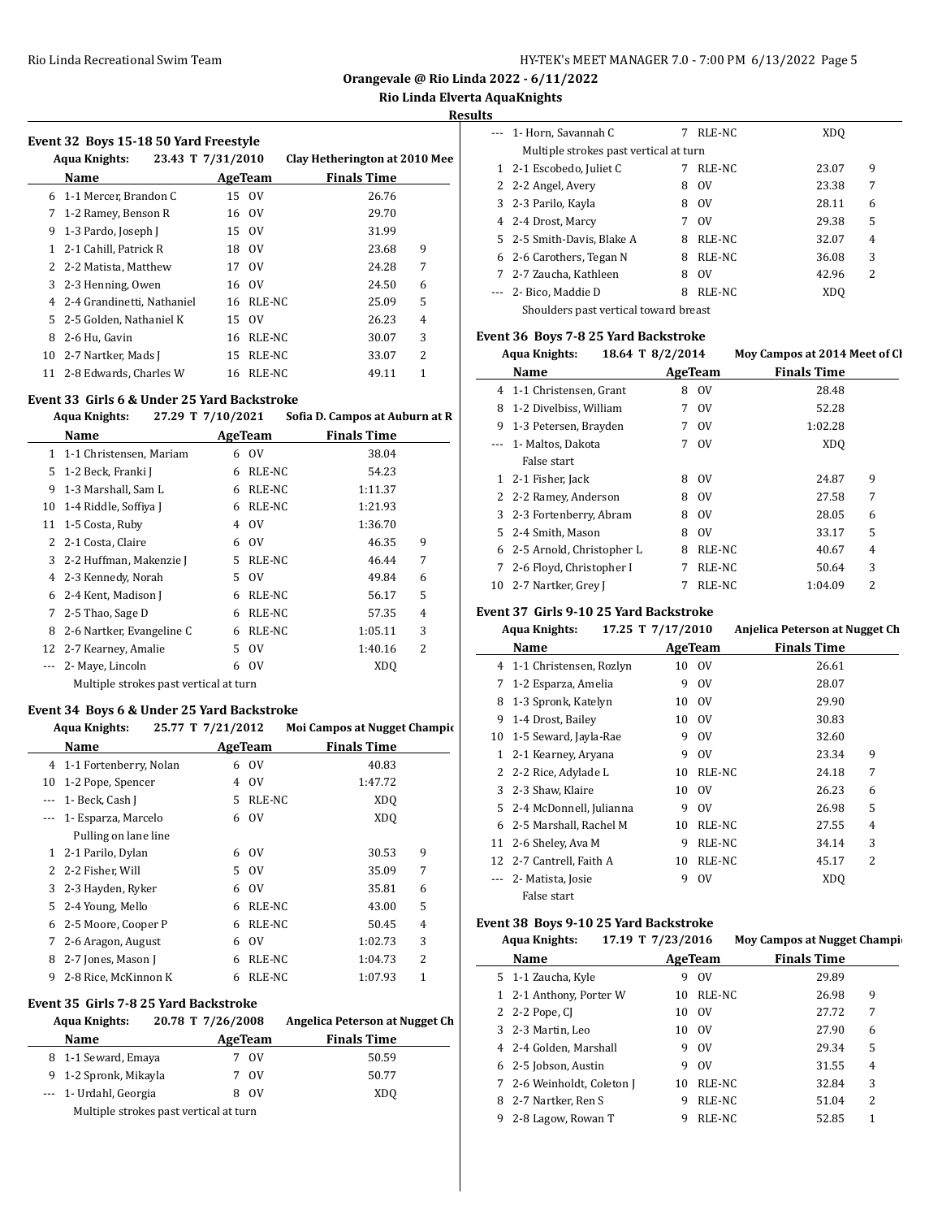**Orangevale @ Rio Linda 2022 - 6/11/2022**

**Rio Linda Elverta AquaKnights**

**Results**

### Event 32 Boys 15-18 50 Yard Freestyle

Aqua Knights: 23.43 T 7/31/2010 Clay Hetherington at 2010 Mee

| | Name | Age | Team | Finals Time | |
|---|---|---|---|---|---|
| 6 | 1-1 Mercer, Brandon C | 15 | OV | 26.76 | |
| 7 | 1-2 Ramey, Benson R | 16 | OV | 29.70 | |
| 9 | 1-3 Pardo, Joseph J | 15 | OV | 31.99 | |
| 1 | 2-1 Cahill, Patrick R | 18 | OV | 23.68 | 9 |
| 2 | 2-2 Matista, Matthew | 17 | OV | 24.28 | 7 |
| 3 | 2-3 Henning, Owen | 16 | OV | 24.50 | 6 |
| 4 | 2-4 Grandinetti, Nathaniel | 16 | RLE-NC | 25.09 | 5 |
| 5 | 2-5 Golden, Nathaniel K | 15 | OV | 26.23 | 4 |
| 8 | 2-6 Hu, Gavin | 16 | RLE-NC | 30.07 | 3 |
| 10 | 2-7 Nartker, Mads J | 15 | RLE-NC | 33.07 | 2 |
| 11 | 2-8 Edwards, Charles W | 16 | RLE-NC | 49.11 | 1 |

### Event 33 Girls 6 & Under 25 Yard Backstroke

Aqua Knights: 27.29 T 7/10/2021 Sofia D. Campos at Auburn at R

| | Name | Age | Team | Finals Time | |
|---|---|---|---|---|---|
| 1 | 1-1 Christensen, Mariam | 6 | OV | 38.04 | |
| 5 | 1-2 Beck, Franki J | 6 | RLE-NC | 54.23 | |
| 9 | 1-3 Marshall, Sam L | 6 | RLE-NC | 1:11.37 | |
| 10 | 1-4 Riddle, Soffiya J | 6 | RLE-NC | 1:21.93 | |
| 11 | 1-5 Costa, Ruby | 4 | OV | 1:36.70 | |
| 2 | 2-1 Costa, Claire | 6 | OV | 46.35 | 9 |
| 3 | 2-2 Huffman, Makenzie J | 5 | RLE-NC | 46.44 | 7 |
| 4 | 2-3 Kennedy, Norah | 5 | OV | 49.84 | 6 |
| 6 | 2-4 Kent, Madison J | 6 | RLE-NC | 56.17 | 5 |
| 7 | 2-5 Thao, Sage D | 6 | RLE-NC | 57.35 | 4 |
| 8 | 2-6 Nartker, Evangeline C | 6 | RLE-NC | 1:05.11 | 3 |
| 12 | 2-7 Kearney, Amalie | 5 | OV | 1:40.16 | 2 |
| --- | 2- Maye, Lincoln | 6 | OV | XDQ | |
| | Multiple strokes past vertical at turn | | | | |

### Event 34 Boys 6 & Under 25 Yard Backstroke

Aqua Knights: 25.77 T 7/21/2012 Moi Campos at Nugget Champic

| | Name | Age | Team | Finals Time | |
|---|---|---|---|---|---|
| 4 | 1-1 Fortenberry, Nolan | 6 | OV | 40.83 | |
| 10 | 1-2 Pope, Spencer | 4 | OV | 1:47.72 | |
| --- | 1- Beck, Cash J | 5 | RLE-NC | XDQ | |
| --- | 1- Esparza, Marcelo | 6 | OV | XDQ | |
| | Pulling on lane line | | | | |
| 1 | 2-1 Parilo, Dylan | 6 | OV | 30.53 | 9 |
| 2 | 2-2 Fisher, Will | 5 | OV | 35.09 | 7 |
| 3 | 2-3 Hayden, Ryker | 6 | OV | 35.81 | 6 |
| 5 | 2-4 Young, Mello | 6 | RLE-NC | 43.00 | 5 |
| 6 | 2-5 Moore, Cooper P | 6 | RLE-NC | 50.45 | 4 |
| 7 | 2-6 Aragon, August | 6 | OV | 1:02.73 | 3 |
| 8 | 2-7 Jones, Mason J | 6 | RLE-NC | 1:04.73 | 2 |
| 9 | 2-8 Rice, McKinnon K | 6 | RLE-NC | 1:07.93 | 1 |

### Event 35 Girls 7-8 25 Yard Backstroke

Aqua Knights: 20.78 T 7/26/2008 Angelica Peterson at Nugget Ch

| | Name | Age | Team | Finals Time | |
|---|---|---|---|---|---|
| 8 | 1-1 Seward, Emaya | 7 | OV | 50.59 | |
| 9 | 1-2 Spronk, Mikayla | 7 | OV | 50.77 | |
| --- | 1- Urdahl, Georgia | 8 | OV | XDQ | |
| | Multiple strokes past vertical at turn | | | | |
| --- | 1- Horn, Savannah C | 7 | RLE-NC | XDQ | |
| | Multiple strokes past vertical at turn | | | | |
| 1 | 2-1 Escobedo, Juliet C | 7 | RLE-NC | 23.07 | 9 |
| 2 | 2-2 Angel, Avery | 8 | OV | 23.38 | 7 |
| 3 | 2-3 Parilo, Kayla | 8 | OV | 28.11 | 6 |
| 4 | 2-4 Drost, Marcy | 7 | OV | 29.38 | 5 |
| 5 | 2-5 Smith-Davis, Blake A | 8 | RLE-NC | 32.07 | 4 |
| 6 | 2-6 Carothers, Tegan N | 8 | RLE-NC | 36.08 | 3 |
| 7 | 2-7 Zaucha, Kathleen | 8 | OV | 42.96 | 2 |
| --- | 2- Bico, Maddie D | 8 | RLE-NC | XDQ | |
| | Shoulders past vertical toward breast | | | | |

### Event 36 Boys 7-8 25 Yard Backstroke

Aqua Knights: 18.64 T 8/2/2014 Moy Campos at 2014 Meet of Cl

| | Name | Age | Team | Finals Time | |
|---|---|---|---|---|---|
| 4 | 1-1 Christensen, Grant | 8 | OV | 28.48 | |
| 8 | 1-2 Divelbiss, William | 7 | OV | 52.28 | |
| 9 | 1-3 Petersen, Brayden | 7 | OV | 1:02.28 | |
| --- | 1- Maltos, Dakota | 7 | OV | XDQ | |
| | False start | | | | |
| 1 | 2-1 Fisher, Jack | 8 | OV | 24.87 | 9 |
| 2 | 2-2 Ramey, Anderson | 8 | OV | 27.58 | 7 |
| 3 | 2-3 Fortenberry, Abram | 8 | OV | 28.05 | 6 |
| 5 | 2-4 Smith, Mason | 8 | OV | 33.17 | 5 |
| 6 | 2-5 Arnold, Christopher L | 8 | RLE-NC | 40.67 | 4 |
| 7 | 2-6 Floyd, Christopher I | 7 | RLE-NC | 50.64 | 3 |
| 10 | 2-7 Nartker, Grey J | 7 | RLE-NC | 1:04.09 | 2 |

### Event 37 Girls 9-10 25 Yard Backstroke

Aqua Knights: 17.25 T 7/17/2010 Anjelica Peterson at Nugget Ch

| | Name | Age | Team | Finals Time | |
|---|---|---|---|---|---|
| 4 | 1-1 Christensen, Rozlyn | 10 | OV | 26.61 | |
| 7 | 1-2 Esparza, Amelia | 9 | OV | 28.07 | |
| 8 | 1-3 Spronk, Katelyn | 10 | OV | 29.90 | |
| 9 | 1-4 Drost, Bailey | 10 | OV | 30.83 | |
| 10 | 1-5 Seward, Jayla-Rae | 9 | OV | 32.60 | |
| 1 | 2-1 Kearney, Aryana | 9 | OV | 23.34 | 9 |
| 2 | 2-2 Rice, Adylade L | 10 | RLE-NC | 24.18 | 7 |
| 3 | 2-3 Shaw, Klaire | 10 | OV | 26.23 | 6 |
| 5 | 2-4 McDonnell, Julianna | 9 | OV | 26.98 | 5 |
| 6 | 2-5 Marshall, Rachel M | 10 | RLE-NC | 27.55 | 4 |
| 11 | 2-6 Sheley, Ava M | 9 | RLE-NC | 34.14 | 3 |
| 12 | 2-7 Cantrell, Faith A | 10 | RLE-NC | 45.17 | 2 |
| --- | 2- Matista, Josie | 9 | OV | XDQ | |
| | False start | | | | |

### Event 38 Boys 9-10 25 Yard Backstroke

Aqua Knights: 17.19 T 7/23/2016 Moy Campos at Nugget Champi

| | Name | Age | Team | Finals Time | |
|---|---|---|---|---|---|
| 5 | 1-1 Zaucha, Kyle | 9 | OV | 29.89 | |
| 1 | 2-1 Anthony, Porter W | 10 | RLE-NC | 26.98 | 9 |
| 2 | 2-2 Pope, CJ | 10 | OV | 27.72 | 7 |
| 3 | 2-3 Martin, Leo | 10 | OV | 27.90 | 6 |
| 4 | 2-4 Golden, Marshall | 9 | OV | 29.34 | 5 |
| 6 | 2-5 Jobson, Austin | 9 | OV | 31.55 | 4 |
| 7 | 2-6 Weinholdt, Coleton J | 10 | RLE-NC | 32.84 | 3 |
| 8 | 2-7 Nartker, Ren S | 9 | RLE-NC | 51.04 | 2 |
| 9 | 2-8 Lagow, Rowan T | 9 | RLE-NC | 52.85 | 1 |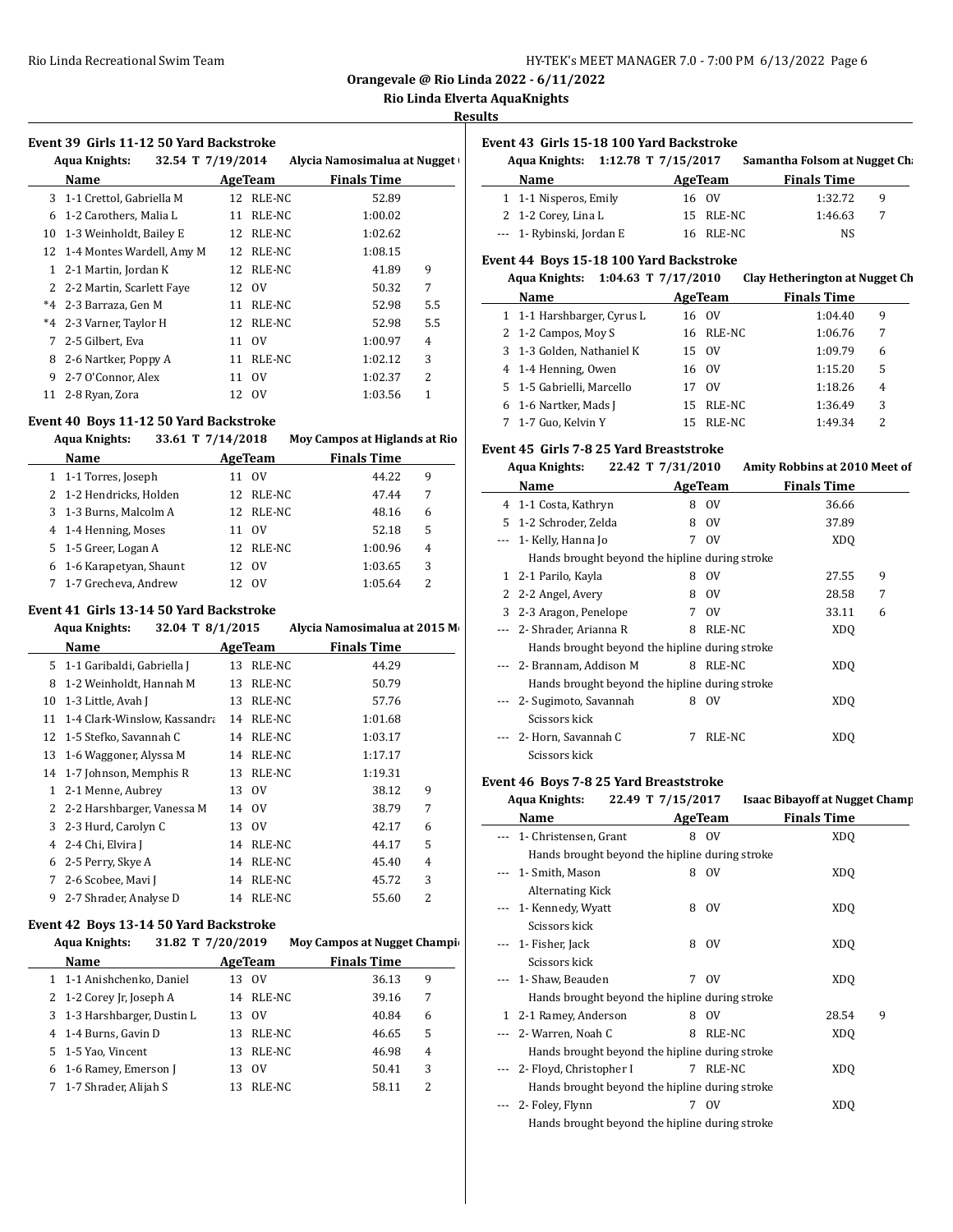## Orangevale @ Rio Linda 2022 - 6/11/2022

### Rio Linda Elverta AquaKnights

### Results

#### Event 39 Girls 11-12 50 Yard Backstroke

Aqua Knights: 32.54 T 7/19/2014 Alycia Namosimalua at Nugget (

| | Name | Age | Team | Finals Time | |
|---|---|---|---|---|---|
| 3 | 1-1 Crettol, Gabriella M | 12 | RLE-NC | 52.89 | |
| 6 | 1-2 Carothers, Malia L | 11 | RLE-NC | 1:00.02 | |
| 10 | 1-3 Weinholdt, Bailey E | 12 | RLE-NC | 1:02.62 | |
| 12 | 1-4 Montes Wardell, Amy M | 12 | RLE-NC | 1:08.15 | |
| 1 | 2-1 Martin, Jordan K | 12 | RLE-NC | 41.89 | 9 |
| 2 | 2-2 Martin, Scarlett Faye | 12 | OV | 50.32 | 7 |
| *4 | 2-3 Barraza, Gen M | 11 | RLE-NC | 52.98 | 5.5 |
| *4 | 2-3 Varner, Taylor H | 12 | RLE-NC | 52.98 | 5.5 |
| 7 | 2-5 Gilbert, Eva | 11 | OV | 1:00.97 | 4 |
| 8 | 2-6 Nartker, Poppy A | 11 | RLE-NC | 1:02.12 | 3 |
| 9 | 2-7 O'Connor, Alex | 11 | OV | 1:02.37 | 2 |
| 11 | 2-8 Ryan, Zora | 12 | OV | 1:03.56 | 1 |

#### Event 40 Boys 11-12 50 Yard Backstroke

Aqua Knights: 33.61 T 7/14/2018 Moy Campos at Higlands at Rio

| | Name | Age | Team | Finals Time | |
|---|---|---|---|---|---|
| 1 | 1-1 Torres, Joseph | 11 | OV | 44.22 | 9 |
| 2 | 1-2 Hendricks, Holden | 12 | RLE-NC | 47.44 | 7 |
| 3 | 1-3 Burns, Malcolm A | 12 | RLE-NC | 48.16 | 6 |
| 4 | 1-4 Henning, Moses | 11 | OV | 52.18 | 5 |
| 5 | 1-5 Greer, Logan A | 12 | RLE-NC | 1:00.96 | 4 |
| 6 | 1-6 Karapetyan, Shaunt | 12 | OV | 1:03.65 | 3 |
| 7 | 1-7 Grecheva, Andrew | 12 | OV | 1:05.64 | 2 |

#### Event 41 Girls 13-14 50 Yard Backstroke

Aqua Knights: 32.04 T 8/1/2015 Alycia Namosimalua at 2015 M

| | Name | Age | Team | Finals Time | |
|---|---|---|---|---|---|
| 5 | 1-1 Garibaldi, Gabriella J | 13 | RLE-NC | 44.29 | |
| 8 | 1-2 Weinholdt, Hannah M | 13 | RLE-NC | 50.79 | |
| 10 | 1-3 Little, Avah J | 13 | RLE-NC | 57.76 | |
| 11 | 1-4 Clark-Winslow, Kassandra | 14 | RLE-NC | 1:01.68 | |
| 12 | 1-5 Stefko, Savannah C | 14 | RLE-NC | 1:03.17 | |
| 13 | 1-6 Waggoner, Alyssa M | 14 | RLE-NC | 1:17.17 | |
| 14 | 1-7 Johnson, Memphis R | 13 | RLE-NC | 1:19.31 | |
| 1 | 2-1 Menne, Aubrey | 13 | OV | 38.12 | 9 |
| 2 | 2-2 Harshbarger, Vanessa M | 14 | OV | 38.79 | 7 |
| 3 | 2-3 Hurd, Carolyn C | 13 | OV | 42.17 | 6 |
| 4 | 2-4 Chi, Elvira J | 14 | RLE-NC | 44.17 | 5 |
| 6 | 2-5 Perry, Skye A | 14 | RLE-NC | 45.40 | 4 |
| 7 | 2-6 Scobee, Mavi J | 14 | RLE-NC | 45.72 | 3 |
| 9 | 2-7 Shrader, Analyse D | 14 | RLE-NC | 55.60 | 2 |

#### Event 42 Boys 13-14 50 Yard Backstroke

Aqua Knights: 31.82 T 7/20/2019 Moy Campos at Nugget Champi

| | Name | Age | Team | Finals Time | |
|---|---|---|---|---|---|
| 1 | 1-1 Anishchenko, Daniel | 13 | OV | 36.13 | 9 |
| 2 | 1-2 Corey Jr, Joseph A | 14 | RLE-NC | 39.16 | 7 |
| 3 | 1-3 Harshbarger, Dustin L | 13 | OV | 40.84 | 6 |
| 4 | 1-4 Burns, Gavin D | 13 | RLE-NC | 46.65 | 5 |
| 5 | 1-5 Yao, Vincent | 13 | RLE-NC | 46.98 | 4 |
| 6 | 1-6 Ramey, Emerson J | 13 | OV | 50.41 | 3 |
| 7 | 1-7 Shrader, Alijah S | 13 | RLE-NC | 58.11 | 2 |

#### Event 43 Girls 15-18 100 Yard Backstroke

Aqua Knights: 1:12.78 T 7/15/2017 Samantha Folsom at Nugget Ch

| | Name | Age | Team | Finals Time | |
|---|---|---|---|---|---|
| 1 | 1-1 Nisperos, Emily | 16 | OV | 1:32.72 | 9 |
| 2 | 1-2 Corey, Lina L | 15 | RLE-NC | 1:46.63 | 7 |
| --- | 1- Rybinski, Jordan E | 16 | RLE-NC | NS | |

#### Event 44 Boys 15-18 100 Yard Backstroke

Aqua Knights: 1:04.63 T 7/17/2010 Clay Hetherington at Nugget Ch

| | Name | Age | Team | Finals Time | |
|---|---|---|---|---|---|
| 1 | 1-1 Harshbarger, Cyrus L | 16 | OV | 1:04.40 | 9 |
| 2 | 1-2 Campos, Moy S | 16 | RLE-NC | 1:06.76 | 7 |
| 3 | 1-3 Golden, Nathaniel K | 15 | OV | 1:09.79 | 6 |
| 4 | 1-4 Henning, Owen | 16 | OV | 1:15.20 | 5 |
| 5 | 1-5 Gabrielli, Marcello | 17 | OV | 1:18.26 | 4 |
| 6 | 1-6 Nartker, Mads J | 15 | RLE-NC | 1:36.49 | 3 |
| 7 | 1-7 Guo, Kelvin Y | 15 | RLE-NC | 1:49.34 | 2 |

#### Event 45 Girls 7-8 25 Yard Breaststroke

Aqua Knights: 22.42 T 7/31/2010 Amity Robbins at 2010 Meet of

| | Name | Age | Team | Finals Time | |
|---|---|---|---|---|---|
| 4 | 1-1 Costa, Kathryn | 8 | OV | 36.66 | |
| 5 | 1-2 Schroder, Zelda | 8 | OV | 37.89 | |
| --- | 1- Kelly, Hanna Jo | 7 | OV | XDQ | |
| | Hands brought beyond the hipline during stroke | | | | |
| 1 | 2-1 Parilo, Kayla | 8 | OV | 27.55 | 9 |
| 2 | 2-2 Angel, Avery | 8 | OV | 28.58 | 7 |
| 3 | 2-3 Aragon, Penelope | 7 | OV | 33.11 | 6 |
| --- | 2- Shrader, Arianna R | 8 | RLE-NC | XDQ | |
| | Hands brought beyond the hipline during stroke | | | | |
| --- | 2- Brannam, Addison M | 8 | RLE-NC | XDQ | |
| | Hands brought beyond the hipline during stroke | | | | |
| --- | 2- Sugimoto, Savannah | 8 | OV | XDQ | |
| | Scissors kick | | | | |
| --- | 2- Horn, Savannah C | 7 | RLE-NC | XDQ | |
| | Scissors kick | | | | |

#### Event 46 Boys 7-8 25 Yard Breaststroke

Aqua Knights: 22.49 T 7/15/2017 Isaac Bibayoff at Nugget Champ

| | Name | Age | Team | Finals Time | |
|---|---|---|---|---|---|
| --- | 1- Christensen, Grant | 8 | OV | XDQ | |
| | Hands brought beyond the hipline during stroke | | | | |
| --- | 1- Smith, Mason | 8 | OV | XDQ | |
| | Alternating Kick | | | | |
| --- | 1- Kennedy, Wyatt | 8 | OV | XDQ | |
| | Scissors kick | | | | |
| --- | 1- Fisher, Jack | 8 | OV | XDQ | |
| | Scissors kick | | | | |
| --- | 1- Shaw, Beauden | 7 | OV | XDQ | |
| | Hands brought beyond the hipline during stroke | | | | |
| 1 | 2-1 Ramey, Anderson | 8 | OV | 28.54 | 9 |
| --- | 2- Warren, Noah C | 8 | RLE-NC | XDQ | |
| | Hands brought beyond the hipline during stroke | | | | |
| --- | 2- Floyd, Christopher I | 7 | RLE-NC | XDQ | |
| | Hands brought beyond the hipline during stroke | | | | |
| --- | 2- Foley, Flynn | 7 | OV | XDQ | |
| | Hands brought beyond the hipline during stroke | | | | |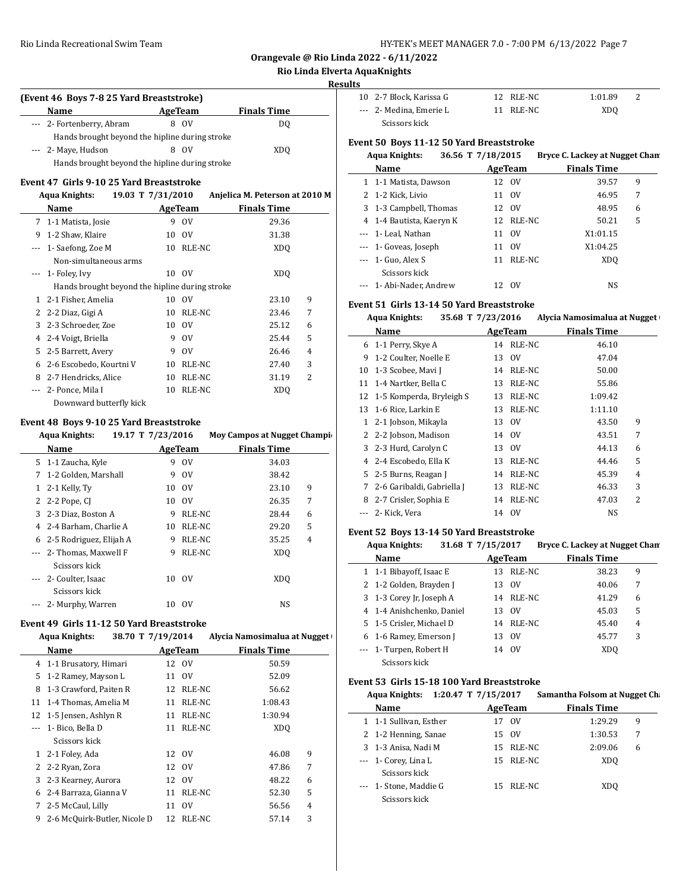## Orangevale @ Rio Linda 2022 - 6/11/2022

### Rio Linda Elverta AquaKnights

### Results

#### (Event 46 Boys 7-8 25 Yard Breaststroke)

| | Name | Age | Team | Finals Time | |
|---|---|---|---|---|---|
| --- | 2- Fortenberry, Abram | 8 | OV | DQ | |
| | Hands brought beyond the hipline during stroke | | | | |
| --- | 2- Maye, Hudson | 8 | OV | XDQ | |
| | Hands brought beyond the hipline during stroke | | | | |

#### Event 47 Girls 9-10 25 Yard Breaststroke

Aqua Knights: 19.03 T 7/31/2010 Anjelica M. Peterson at 2010 M

| | Name | Age | Team | Finals Time | |
|---|---|---|---|---|---|
| 7 | 1-1 Matista, Josie | 9 | OV | 29.36 | |
| 9 | 1-2 Shaw, Klaire | 10 | OV | 31.38 | |
| --- | 1- Saefong, Zoe M | 10 | RLE-NC | XDQ | |
| | Non-simultaneous arms | | | | |
| --- | 1- Foley, Ivy | 10 | OV | XDQ | |
| | Hands brought beyond the hipline during stroke | | | | |
| 1 | 2-1 Fisher, Amelia | 10 | OV | 23.10 | 9 |
| 2 | 2-2 Diaz, Gigi A | 10 | RLE-NC | 23.46 | 7 |
| 3 | 2-3 Schroeder, Zoe | 10 | OV | 25.12 | 6 |
| 4 | 2-4 Voigt, Briella | 9 | OV | 25.44 | 5 |
| 5 | 2-5 Barrett, Avery | 9 | OV | 26.46 | 4 |
| 6 | 2-6 Escobedo, Kourtni V | 10 | RLE-NC | 27.40 | 3 |
| 8 | 2-7 Hendricks, Alice | 10 | RLE-NC | 31.19 | 2 |
| --- | 2- Ponce, Mila I | 10 | RLE-NC | XDQ | |
| | Downward butterfly kick | | | | |

#### Event 48 Boys 9-10 25 Yard Breaststroke

Aqua Knights: 19.17 T 7/23/2016 Moy Campos at Nugget Champi

| | Name | Age | Team | Finals Time | |
|---|---|---|---|---|---|
| 5 | 1-1 Zaucha, Kyle | 9 | OV | 34.03 | |
| 7 | 1-2 Golden, Marshall | 9 | OV | 38.42 | |
| 1 | 2-1 Kelly, Ty | 10 | OV | 23.10 | 9 |
| 2 | 2-2 Pope, CJ | 10 | OV | 26.35 | 7 |
| 3 | 2-3 Diaz, Boston A | 9 | RLE-NC | 28.44 | 6 |
| 4 | 2-4 Barham, Charlie A | 10 | RLE-NC | 29.20 | 5 |
| 6 | 2-5 Rodriguez, Elijah A | 9 | RLE-NC | 35.25 | 4 |
| --- | 2- Thomas, Maxwell F | 9 | RLE-NC | XDQ | |
| | Scissors kick | | | | |
| --- | 2- Coulter, Isaac | 10 | OV | XDQ | |
| | Scissors kick | | | | |
| --- | 2- Murphy, Warren | 10 | OV | NS | |

#### Event 49 Girls 11-12 50 Yard Breaststroke

Aqua Knights: 38.70 T 7/19/2014 Alycia Namosimalua at Nugget

| | Name | Age | Team | Finals Time | |
|---|---|---|---|---|---|
| 4 | 1-1 Brusatory, Himari | 12 | OV | 50.59 | |
| 5 | 1-2 Ramey, Mayson L | 11 | OV | 52.09 | |
| 8 | 1-3 Crawford, Paiten R | 12 | RLE-NC | 56.62 | |
| 11 | 1-4 Thomas, Amelia M | 11 | RLE-NC | 1:08.43 | |
| 12 | 1-5 Jensen, Ashlyn R | 11 | RLE-NC | 1:30.94 | |
| --- | 1- Bico, Bella D | 11 | RLE-NC | XDQ | |
| | Scissors kick | | | | |
| 1 | 2-1 Foley, Ada | 12 | OV | 46.08 | 9 |
| 2 | 2-2 Ryan, Zora | 12 | OV | 47.86 | 7 |
| 3 | 2-3 Kearney, Aurora | 12 | OV | 48.22 | 6 |
| 6 | 2-4 Barraza, Gianna V | 11 | RLE-NC | 52.30 | 5 |
| 7 | 2-5 McCaul, Lilly | 11 | OV | 56.56 | 4 |
| 9 | 2-6 McQuirk-Butler, Nicole D | 12 | RLE-NC | 57.14 | 3 |
| 10 | 2-7 Block, Karissa G | 12 | RLE-NC | 1:01.89 | 2 |
| --- | 2- Medina, Emerie L | 11 | RLE-NC | XDQ | |
| | Scissors kick | | | | |

#### Event 50 Boys 11-12 50 Yard Breaststroke

Aqua Knights: 36.56 T 7/18/2015 Bryce C. Lackey at Nugget Cham

| | Name | Age | Team | Finals Time | |
|---|---|---|---|---|---|
| 1 | 1-1 Matista, Dawson | 12 | OV | 39.57 | 9 |
| 2 | 1-2 Kick, Livio | 11 | OV | 46.95 | 7 |
| 3 | 1-3 Campbell, Thomas | 12 | OV | 48.95 | 6 |
| 4 | 1-4 Bautista, Kaeryn K | 12 | RLE-NC | 50.21 | 5 |
| --- | 1- Leal, Nathan | 11 | OV | X1:01.15 | |
| --- | 1- Goveas, Joseph | 11 | OV | X1:04.25 | |
| --- | 1- Guo, Alex S | 11 | RLE-NC | XDQ | |
| | Scissors kick | | | | |
| --- | 1- Abi-Nader, Andrew | 12 | OV | NS | |

#### Event 51 Girls 13-14 50 Yard Breaststroke

Aqua Knights: 35.68 T 7/23/2016 Alycia Namosimalua at Nugget

| | Name | Age | Team | Finals Time | |
|---|---|---|---|---|---|
| 6 | 1-1 Perry, Skye A | 14 | RLE-NC | 46.10 | |
| 9 | 1-2 Coulter, Noelle E | 13 | OV | 47.04 | |
| 10 | 1-3 Scobee, Mavi J | 14 | RLE-NC | 50.00 | |
| 11 | 1-4 Nartker, Bella C | 13 | RLE-NC | 55.86 | |
| 12 | 1-5 Komperda, Bryleigh S | 13 | RLE-NC | 1:09.42 | |
| 13 | 1-6 Rice, Larkin E | 13 | RLE-NC | 1:11.10 | |
| 1 | 2-1 Jobson, Mikayla | 13 | OV | 43.50 | 9 |
| 2 | 2-2 Jobson, Madison | 14 | OV | 43.51 | 7 |
| 3 | 2-3 Hurd, Carolyn C | 13 | OV | 44.13 | 6 |
| 4 | 2-4 Escobedo, Ella K | 13 | RLE-NC | 44.46 | 5 |
| 5 | 2-5 Burns, Reagan J | 14 | RLE-NC | 45.39 | 4 |
| 7 | 2-6 Garibaldi, Gabriella J | 13 | RLE-NC | 46.33 | 3 |
| 8 | 2-7 Crisler, Sophia E | 14 | RLE-NC | 47.03 | 2 |
| --- | 2- Kick, Vera | 14 | OV | NS | |

#### Event 52 Boys 13-14 50 Yard Breaststroke

Aqua Knights: 31.68 T 7/15/2017 Bryce C. Lackey at Nugget Cham

| | Name | Age | Team | Finals Time | |
|---|---|---|---|---|---|
| 1 | 1-1 Bibayoff, Isaac E | 13 | RLE-NC | 38.23 | 9 |
| 2 | 1-2 Golden, Brayden J | 13 | OV | 40.06 | 7 |
| 3 | 1-3 Corey Jr, Joseph A | 14 | RLE-NC | 41.29 | 6 |
| 4 | 1-4 Anishchenko, Daniel | 13 | OV | 45.03 | 5 |
| 5 | 1-5 Crisler, Michael D | 14 | RLE-NC | 45.40 | 4 |
| 6 | 1-6 Ramey, Emerson J | 13 | OV | 45.77 | 3 |
| --- | 1- Turpen, Robert H | 14 | OV | XDQ | |
| | Scissors kick | | | | |

#### Event 53 Girls 15-18 100 Yard Breaststroke

Aqua Knights: 1:20.47 T 7/15/2017 Samantha Folsom at Nugget Ch

| | Name | Age | Team | Finals Time | |
|---|---|---|---|---|---|
| 1 | 1-1 Sullivan, Esther | 17 | OV | 1:29.29 | 9 |
| 2 | 1-2 Henning, Sanae | 15 | OV | 1:30.53 | 7 |
| 3 | 1-3 Anisa, Nadi M | 15 | RLE-NC | 2:09.06 | 6 |
| --- | 1- Corey, Lina L | 15 | RLE-NC | XDQ | |
| | Scissors kick | | | | |
| --- | 1- Stone, Maddie G | 15 | RLE-NC | XDQ | |
| | Scissors kick | | | | |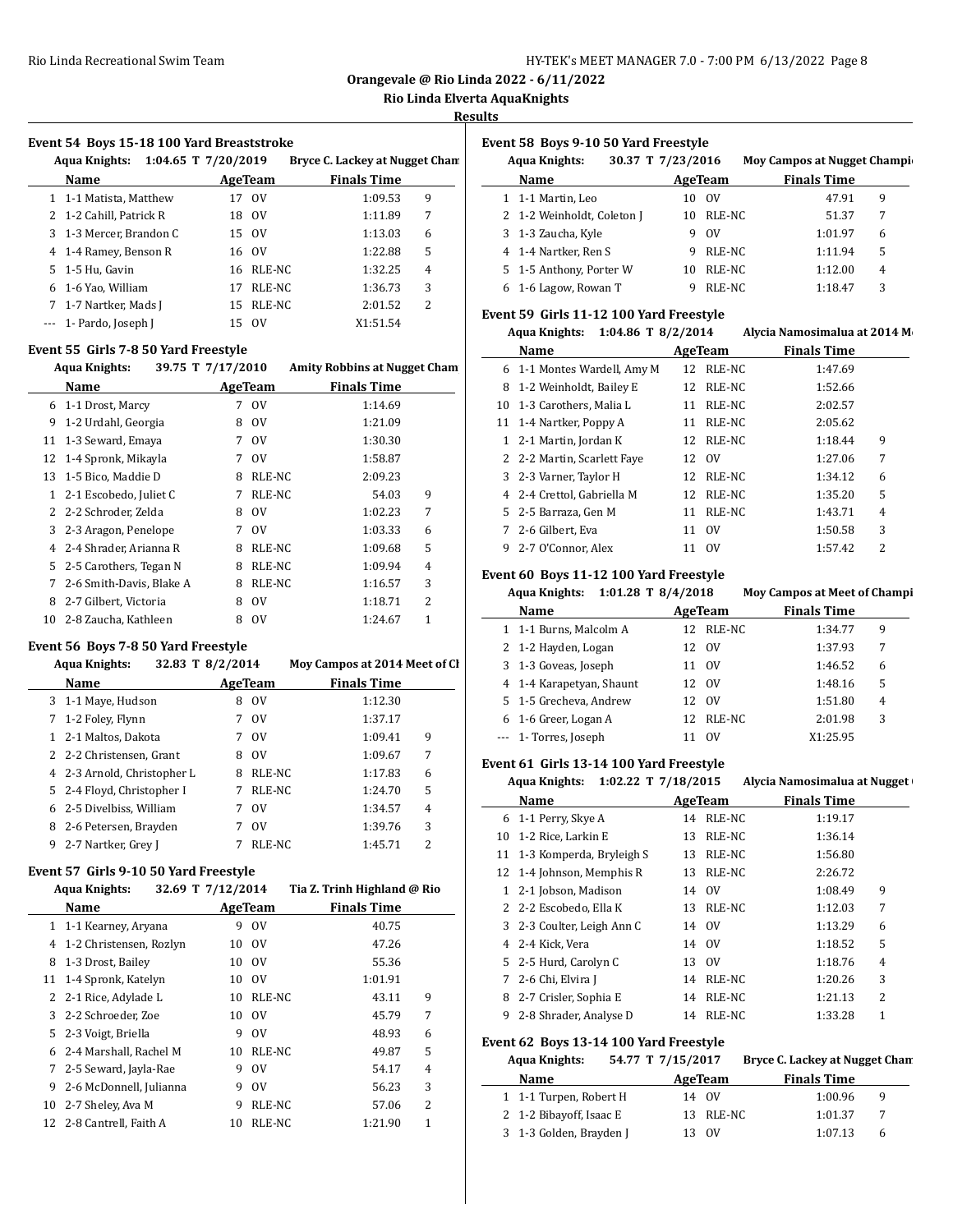Rio Linda Recreational Swim Team

**Orangevale @ Rio Linda 2022 - 6/11/2022**

**Rio Linda Elverta AquaKnights**

**Results**

### Event 54 Boys 15-18 100 Yard Breaststroke

Aqua Knights: 1:04.65 T 7/20/2019 Bryce C. Lackey at Nugget Cham

| | Name | Age | Team | Finals Time | |
|---|---|---|---|---|---|
| 1 | 1-1 Matista, Matthew | 17 | OV | 1:09.53 | 9 |
| 2 | 1-2 Cahill, Patrick R | 18 | OV | 1:11.89 | 7 |
| 3 | 1-3 Mercer, Brandon C | 15 | OV | 1:13.03 | 6 |
| 4 | 1-4 Ramey, Benson R | 16 | OV | 1:22.88 | 5 |
| 5 | 1-5 Hu, Gavin | 16 | RLE-NC | 1:32.25 | 4 |
| 6 | 1-6 Yao, William | 17 | RLE-NC | 1:36.73 | 3 |
| 7 | 1-7 Nartker, Mads J | 15 | RLE-NC | 2:01.52 | 2 |
| --- | 1- Pardo, Joseph J | 15 | OV | X1:51.54 | |

### Event 55 Girls 7-8 50 Yard Freestyle

Aqua Knights: 39.75 T 7/17/2010 Amity Robbins at Nugget Cham

| | Name | Age | Team | Finals Time | |
|---|---|---|---|---|---|
| 6 | 1-1 Drost, Marcy | 7 | OV | 1:14.69 | |
| 9 | 1-2 Urdahl, Georgia | 8 | OV | 1:21.09 | |
| 11 | 1-3 Seward, Emaya | 7 | OV | 1:30.30 | |
| 12 | 1-4 Spronk, Mikayla | 7 | OV | 1:58.87 | |
| 13 | 1-5 Bico, Maddie D | 8 | RLE-NC | 2:09.23 | |
| 1 | 2-1 Escobedo, Juliet C | 7 | RLE-NC | 54.03 | 9 |
| 2 | 2-2 Schroder, Zelda | 8 | OV | 1:02.23 | 7 |
| 3 | 2-3 Aragon, Penelope | 7 | OV | 1:03.33 | 6 |
| 4 | 2-4 Shrader, Arianna R | 8 | RLE-NC | 1:09.68 | 5 |
| 5 | 2-5 Carothers, Tegan N | 8 | RLE-NC | 1:09.94 | 4 |
| 7 | 2-6 Smith-Davis, Blake A | 8 | RLE-NC | 1:16.57 | 3 |
| 8 | 2-7 Gilbert, Victoria | 8 | OV | 1:18.71 | 2 |
| 10 | 2-8 Zaucha, Kathleen | 8 | OV | 1:24.67 | 1 |

### Event 56 Boys 7-8 50 Yard Freestyle

Aqua Knights: 32.83 T 8/2/2014 Moy Campos at 2014 Meet of Ch

| | Name | Age | Team | Finals Time | |
|---|---|---|---|---|---|
| 3 | 1-1 Maye, Hudson | 8 | OV | 1:12.30 | |
| 7 | 1-2 Foley, Flynn | 7 | OV | 1:37.17 | |
| 1 | 2-1 Maltos, Dakota | 7 | OV | 1:09.41 | 9 |
| 2 | 2-2 Christensen, Grant | 8 | OV | 1:09.67 | 7 |
| 4 | 2-3 Arnold, Christopher L | 8 | RLE-NC | 1:17.83 | 6 |
| 5 | 2-4 Floyd, Christopher I | 7 | RLE-NC | 1:24.70 | 5 |
| 6 | 2-5 Divelbiss, William | 7 | OV | 1:34.57 | 4 |
| 8 | 2-6 Petersen, Brayden | 7 | OV | 1:39.76 | 3 |
| 9 | 2-7 Nartker, Grey J | 7 | RLE-NC | 1:45.71 | 2 |

### Event 57 Girls 9-10 50 Yard Freestyle

Aqua Knights: 32.69 T 7/12/2014 Tia Z. Trinh Highland @ Rio

| | Name | Age | Team | Finals Time | |
|---|---|---|---|---|---|
| 1 | 1-1 Kearney, Aryana | 9 | OV | 40.75 | |
| 4 | 1-2 Christensen, Rozlyn | 10 | OV | 47.26 | |
| 8 | 1-3 Drost, Bailey | 10 | OV | 55.36 | |
| 11 | 1-4 Spronk, Katelyn | 10 | OV | 1:01.91 | |
| 2 | 2-1 Rice, Adylade L | 10 | RLE-NC | 43.11 | 9 |
| 3 | 2-2 Schroeder, Zoe | 10 | OV | 45.79 | 7 |
| 5 | 2-3 Voigt, Briella | 9 | OV | 48.93 | 6 |
| 6 | 2-4 Marshall, Rachel M | 10 | RLE-NC | 49.87 | 5 |
| 7 | 2-5 Seward, Jayla-Rae | 9 | OV | 54.17 | 4 |
| 9 | 2-6 McDonnell, Julianna | 9 | OV | 56.23 | 3 |
| 10 | 2-7 Sheley, Ava M | 9 | RLE-NC | 57.06 | 2 |
| 12 | 2-8 Cantrell, Faith A | 10 | RLE-NC | 1:21.90 | 1 |

### Event 58 Boys 9-10 50 Yard Freestyle

Aqua Knights: 30.37 T 7/23/2016 Moy Campos at Nugget Champi

| | Name | Age | Team | Finals Time | |
|---|---|---|---|---|---|
| 1 | 1-1 Martin, Leo | 10 | OV | 47.91 | 9 |
| 2 | 1-2 Weinholdt, Coleton J | 10 | RLE-NC | 51.37 | 7 |
| 3 | 1-3 Zaucha, Kyle | 9 | OV | 1:01.97 | 6 |
| 4 | 1-4 Nartker, Ren S | 9 | RLE-NC | 1:11.94 | 5 |
| 5 | 1-5 Anthony, Porter W | 10 | RLE-NC | 1:12.00 | 4 |
| 6 | 1-6 Lagow, Rowan T | 9 | RLE-NC | 1:18.47 | 3 |

### Event 59 Girls 11-12 100 Yard Freestyle

Aqua Knights: 1:04.86 T 8/2/2014 Alycia Namosimalua at 2014 M

| | Name | Age | Team | Finals Time | |
|---|---|---|---|---|---|
| 6 | 1-1 Montes Wardell, Amy M | 12 | RLE-NC | 1:47.69 | |
| 8 | 1-2 Weinholdt, Bailey E | 12 | RLE-NC | 1:52.66 | |
| 10 | 1-3 Carothers, Malia L | 11 | RLE-NC | 2:02.57 | |
| 11 | 1-4 Nartker, Poppy A | 11 | RLE-NC | 2:05.62 | |
| 1 | 2-1 Martin, Jordan K | 12 | RLE-NC | 1:18.44 | 9 |
| 2 | 2-2 Martin, Scarlett Faye | 12 | OV | 1:27.06 | 7 |
| 3 | 2-3 Varner, Taylor H | 12 | RLE-NC | 1:34.12 | 6 |
| 4 | 2-4 Crettol, Gabriella M | 12 | RLE-NC | 1:35.20 | 5 |
| 5 | 2-5 Barraza, Gen M | 11 | RLE-NC | 1:43.71 | 4 |
| 7 | 2-6 Gilbert, Eva | 11 | OV | 1:50.58 | 3 |
| 9 | 2-7 O'Connor, Alex | 11 | OV | 1:57.42 | 2 |

### Event 60 Boys 11-12 100 Yard Freestyle

Aqua Knights: 1:01.28 T 8/4/2018 Moy Campos at Meet of Champi

| | Name | Age | Team | Finals Time | |
|---|---|---|---|---|---|
| 1 | 1-1 Burns, Malcolm A | 12 | RLE-NC | 1:34.77 | 9 |
| 2 | 1-2 Hayden, Logan | 12 | OV | 1:37.93 | 7 |
| 3 | 1-3 Goveas, Joseph | 11 | OV | 1:46.52 | 6 |
| 4 | 1-4 Karapetyan, Shaunt | 12 | OV | 1:48.16 | 5 |
| 5 | 1-5 Grecheva, Andrew | 12 | OV | 1:51.80 | 4 |
| 6 | 1-6 Greer, Logan A | 12 | RLE-NC | 2:01.98 | 3 |
| --- | 1- Torres, Joseph | 11 | OV | X1:25.95 | |

### Event 61 Girls 13-14 100 Yard Freestyle

Aqua Knights: 1:02.22 T 7/18/2015 Alycia Namosimalua at Nugget

| | Name | Age | Team | Finals Time | |
|---|---|---|---|---|---|
| 6 | 1-1 Perry, Skye A | 14 | RLE-NC | 1:19.17 | |
| 10 | 1-2 Rice, Larkin E | 13 | RLE-NC | 1:36.14 | |
| 11 | 1-3 Komperda, Bryleigh S | 13 | RLE-NC | 1:56.80 | |
| 12 | 1-4 Johnson, Memphis R | 13 | RLE-NC | 2:26.72 | |
| 1 | 2-1 Jobson, Madison | 14 | OV | 1:08.49 | 9 |
| 2 | 2-2 Escobedo, Ella K | 13 | RLE-NC | 1:12.03 | 7 |
| 3 | 2-3 Coulter, Leigh Ann C | 14 | OV | 1:13.29 | 6 |
| 4 | 2-4 Kick, Vera | 14 | OV | 1:18.52 | 5 |
| 5 | 2-5 Hurd, Carolyn C | 13 | OV | 1:18.76 | 4 |
| 7 | 2-6 Chi, Elvira J | 14 | RLE-NC | 1:20.26 | 3 |
| 8 | 2-7 Crisler, Sophia E | 14 | RLE-NC | 1:21.13 | 2 |
| 9 | 2-8 Shrader, Analyse D | 14 | RLE-NC | 1:33.28 | 1 |

### Event 62 Boys 13-14 100 Yard Freestyle

Aqua Knights: 54.77 T 7/15/2017 Bryce C. Lackey at Nugget Cham

| | Name | Age | Team | Finals Time | |
|---|---|---|---|---|---|
| 1 | 1-1 Turpen, Robert H | 14 | OV | 1:00.96 | 9 |
| 2 | 1-2 Bibayoff, Isaac E | 13 | RLE-NC | 1:01.37 | 7 |
| 3 | 1-3 Golden, Brayden J | 13 | OV | 1:07.13 | 6 |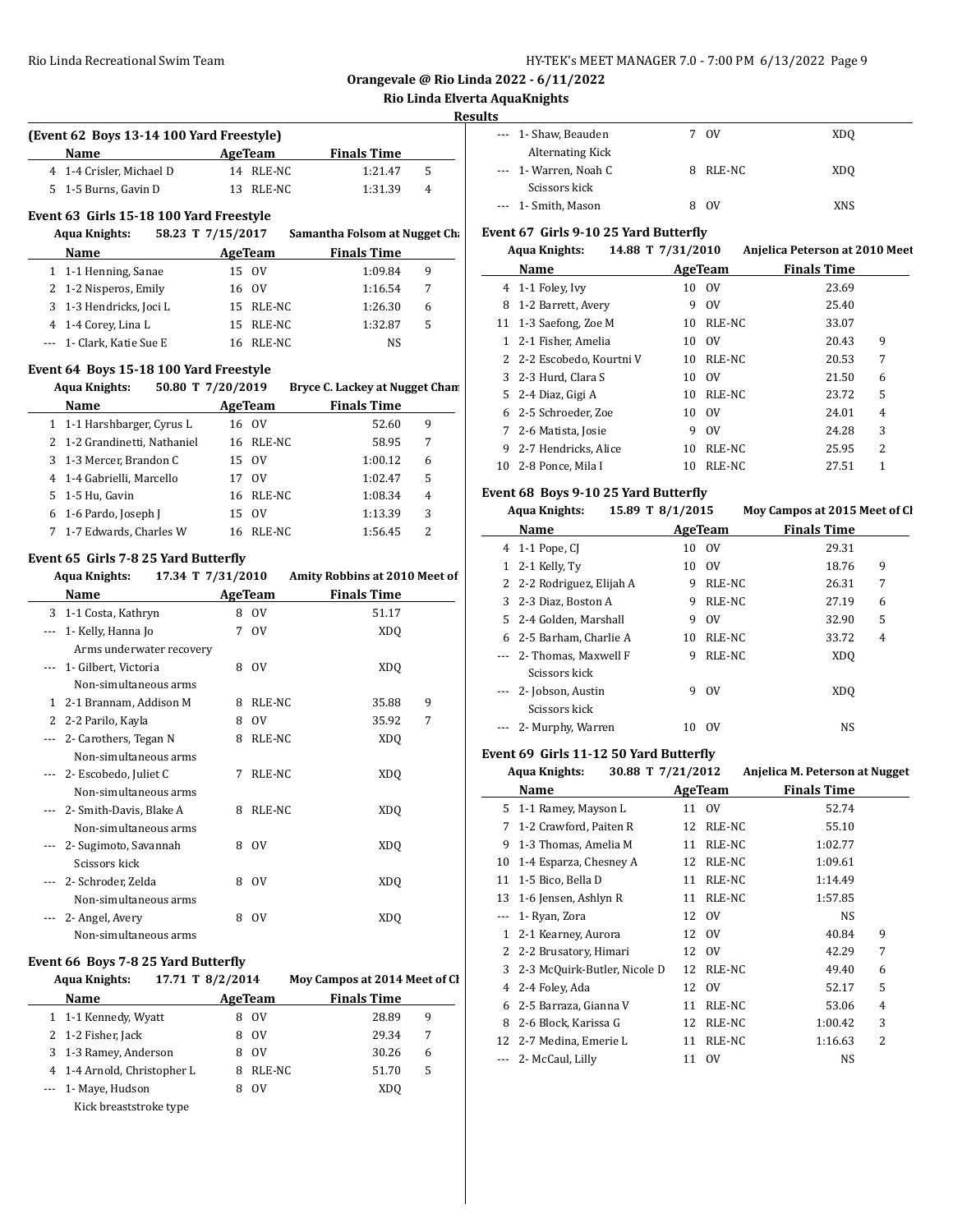## Orangevale @ Rio Linda 2022 - 6/11/2022

### Rio Linda Elverta AquaKnights

### Results

#### (Event 62 Boys 13-14 100 Yard Freestyle)

| | Name | Age | Team | Finals Time | |
|---|---|---|---|---|---|
| 4 | 1-4 Crisler, Michael D | 14 | RLE-NC | 1:21.47 | 5 |
| 5 | 1-5 Burns, Gavin D | 13 | RLE-NC | 1:31.39 | 4 |

#### Event 63 Girls 15-18 100 Yard Freestyle

Aqua Knights: 58.23 T 7/15/2017 Samantha Folsom at Nugget Ch

| | Name | Age | Team | Finals Time | |
|---|---|---|---|---|---|
| 1 | 1-1 Henning, Sanae | 15 | OV | 1:09.84 | 9 |
| 2 | 1-2 Nisperos, Emily | 16 | OV | 1:16.54 | 7 |
| 3 | 1-3 Hendricks, Joci L | 15 | RLE-NC | 1:26.30 | 6 |
| 4 | 1-4 Corey, Lina L | 15 | RLE-NC | 1:32.87 | 5 |
| --- | 1- Clark, Katie Sue E | 16 | RLE-NC | NS | |

#### Event 64 Boys 15-18 100 Yard Freestyle

Aqua Knights: 50.80 T 7/20/2019 Bryce C. Lackey at Nugget Cham

| | Name | Age | Team | Finals Time | |
|---|---|---|---|---|---|
| 1 | 1-1 Harshbarger, Cyrus L | 16 | OV | 52.60 | 9 |
| 2 | 1-2 Grandinetti, Nathaniel | 16 | RLE-NC | 58.95 | 7 |
| 3 | 1-3 Mercer, Brandon C | 15 | OV | 1:00.12 | 6 |
| 4 | 1-4 Gabrielli, Marcello | 17 | OV | 1:02.47 | 5 |
| 5 | 1-5 Hu, Gavin | 16 | RLE-NC | 1:08.34 | 4 |
| 6 | 1-6 Pardo, Joseph J | 15 | OV | 1:13.39 | 3 |
| 7 | 1-7 Edwards, Charles W | 16 | RLE-NC | 1:56.45 | 2 |

#### Event 65 Girls 7-8 25 Yard Butterfly

Aqua Knights: 17.34 T 7/31/2010 Amity Robbins at 2010 Meet of

| | Name | Age | Team | Finals Time | |
|---|---|---|---|---|---|
| 3 | 1-1 Costa, Kathryn | 8 | OV | 51.17 | |
| --- | 1- Kelly, Hanna Jo | 7 | OV | XDQ | |
| | Arms underwater recovery | | | | |
| --- | 1- Gilbert, Victoria | 8 | OV | XDQ | |
| | Non-simultaneous arms | | | | |
| 1 | 2-1 Brannam, Addison M | 8 | RLE-NC | 35.88 | 9 |
| 2 | 2-2 Parilo, Kayla | 8 | OV | 35.92 | 7 |
| --- | 2- Carothers, Tegan N | 8 | RLE-NC | XDQ | |
| | Non-simultaneous arms | | | | |
| --- | 2- Escobedo, Juliet C | 7 | RLE-NC | XDQ | |
| | Non-simultaneous arms | | | | |
| --- | 2- Smith-Davis, Blake A | 8 | RLE-NC | XDQ | |
| | Non-simultaneous arms | | | | |
| --- | 2- Sugimoto, Savannah | 8 | OV | XDQ | |
| | Scissors kick | | | | |
| --- | 2- Schroder, Zelda | 8 | OV | XDQ | |
| | Non-simultaneous arms | | | | |
| --- | 2- Angel, Avery | 8 | OV | XDQ | |
| | Non-simultaneous arms | | | | |

#### Event 66 Boys 7-8 25 Yard Butterfly

Aqua Knights: 17.71 T 8/2/2014 Moy Campos at 2014 Meet of Cl

| | Name | Age | Team | Finals Time | |
|---|---|---|---|---|---|
| 1 | 1-1 Kennedy, Wyatt | 8 | OV | 28.89 | 9 |
| 2 | 1-2 Fisher, Jack | 8 | OV | 29.34 | 7 |
| 3 | 1-3 Ramey, Anderson | 8 | OV | 30.26 | 6 |
| 4 | 1-4 Arnold, Christopher L | 8 | RLE-NC | 51.70 | 5 |
| --- | 1- Maye, Hudson | 8 | OV | XDQ | |
| | Kick breaststroke type | | | | |
| --- | 1- Shaw, Beauden | 7 | OV | XDQ | |
| | Alternating Kick | | | | |
| --- | 1- Warren, Noah C | 8 | RLE-NC | XDQ | |
| | Scissors kick | | | | |
| --- | 1- Smith, Mason | 8 | OV | XNS | |

#### Event 67 Girls 9-10 25 Yard Butterfly

Aqua Knights: 14.88 T 7/31/2010 Anjelica Peterson at 2010 Meet

| | Name | Age | Team | Finals Time | |
|---|---|---|---|---|---|
| 4 | 1-1 Foley, Ivy | 10 | OV | 23.69 | |
| 8 | 1-2 Barrett, Avery | 9 | OV | 25.40 | |
| 11 | 1-3 Saefong, Zoe M | 10 | RLE-NC | 33.07 | |
| 1 | 2-1 Fisher, Amelia | 10 | OV | 20.43 | 9 |
| 2 | 2-2 Escobedo, Kourtni V | 10 | RLE-NC | 20.53 | 7 |
| 3 | 2-3 Hurd, Clara S | 10 | OV | 21.50 | 6 |
| 5 | 2-4 Diaz, Gigi A | 10 | RLE-NC | 23.72 | 5 |
| 6 | 2-5 Schroeder, Zoe | 10 | OV | 24.01 | 4 |
| 7 | 2-6 Matista, Josie | 9 | OV | 24.28 | 3 |
| 9 | 2-7 Hendricks, Alice | 10 | RLE-NC | 25.95 | 2 |
| 10 | 2-8 Ponce, Mila I | 10 | RLE-NC | 27.51 | 1 |

#### Event 68 Boys 9-10 25 Yard Butterfly

Aqua Knights: 15.89 T 8/1/2015 Moy Campos at 2015 Meet of Cl

| | Name | Age | Team | Finals Time | |
|---|---|---|---|---|---|
| 4 | 1-1 Pope, CJ | 10 | OV | 29.31 | |
| 1 | 2-1 Kelly, Ty | 10 | OV | 18.76 | 9 |
| 2 | 2-2 Rodriguez, Elijah A | 9 | RLE-NC | 26.31 | 7 |
| 3 | 2-3 Diaz, Boston A | 9 | RLE-NC | 27.19 | 6 |
| 5 | 2-4 Golden, Marshall | 9 | OV | 32.90 | 5 |
| 6 | 2-5 Barham, Charlie A | 10 | RLE-NC | 33.72 | 4 |
| --- | 2- Thomas, Maxwell F | 9 | RLE-NC | XDQ | |
| | Scissors kick | | | | |
| --- | 2- Jobson, Austin | 9 | OV | XDQ | |
| | Scissors kick | | | | |
| --- | 2- Murphy, Warren | 10 | OV | NS | |

#### Event 69 Girls 11-12 50 Yard Butterfly

Aqua Knights: 30.88 T 7/21/2012 Anjelica M. Peterson at Nugget

| | Name | Age | Team | Finals Time | |
|---|---|---|---|---|---|
| 5 | 1-1 Ramey, Mayson L | 11 | OV | 52.74 | |
| 7 | 1-2 Crawford, Paiten R | 12 | RLE-NC | 55.10 | |
| 9 | 1-3 Thomas, Amelia M | 11 | RLE-NC | 1:02.77 | |
| 10 | 1-4 Esparza, Chesney A | 12 | RLE-NC | 1:09.61 | |
| 11 | 1-5 Bico, Bella D | 11 | RLE-NC | 1:14.49 | |
| 13 | 1-6 Jensen, Ashlyn R | 11 | RLE-NC | 1:57.85 | |
| --- | 1- Ryan, Zora | 12 | OV | NS | |
| 1 | 2-1 Kearney, Aurora | 12 | OV | 40.84 | 9 |
| 2 | 2-2 Brusatory, Himari | 12 | OV | 42.29 | 7 |
| 3 | 2-3 McQuirk-Butler, Nicole D | 12 | RLE-NC | 49.40 | 6 |
| 4 | 2-4 Foley, Ada | 12 | OV | 52.17 | 5 |
| 6 | 2-5 Barraza, Gianna V | 11 | RLE-NC | 53.06 | 4 |
| 8 | 2-6 Block, Karissa G | 12 | RLE-NC | 1:00.42 | 3 |
| 12 | 2-7 Medina, Emerie L | 11 | RLE-NC | 1:16.63 | 2 |
| --- | 2- McCaul, Lilly | 11 | OV | NS | |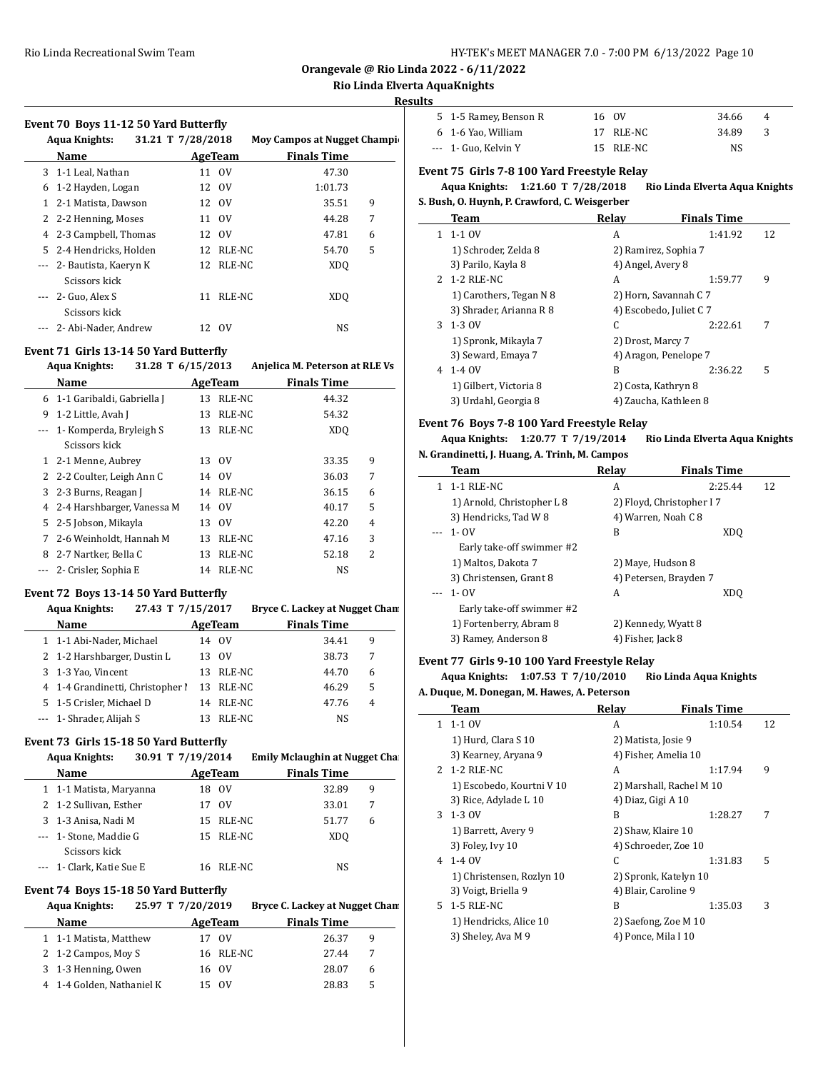# Orangevale @ Rio Linda 2022 - 6/11/2022

## Rio Linda Elverta AquaKnights

### Results

#### Event 70 Boys 11-12 50 Yard Butterfly

Aqua Knights: 31.21 T 7/28/2018 Moy Campos at Nugget Champi

| | Name | Age | Team | Finals Time | |
|---|---|---|---|---|---|
| 3 | 1-1 Leal, Nathan | 11 | OV | 47.30 | |
| 6 | 1-2 Hayden, Logan | 12 | OV | 1:01.73 | |
| 1 | 2-1 Matista, Dawson | 12 | OV | 35.51 | 9 |
| 2 | 2-2 Henning, Moses | 11 | OV | 44.28 | 7 |
| 4 | 2-3 Campbell, Thomas | 12 | OV | 47.81 | 6 |
| 5 | 2-4 Hendricks, Holden | 12 | RLE-NC | 54.70 | 5 |
| --- | 2- Bautista, Kaeryn K | 12 | RLE-NC | XDQ | |
| | Scissors kick | | | | |
| --- | 2- Guo, Alex S | 11 | RLE-NC | XDQ | |
| | Scissors kick | | | | |
| --- | 2- Abi-Nader, Andrew | 12 | OV | NS | |

#### Event 71 Girls 13-14 50 Yard Butterfly

Aqua Knights: 31.28 T 6/15/2013 Anjelica M. Peterson at RLE Vs

| | Name | Age | Team | Finals Time | |
|---|---|---|---|---|---|
| 6 | 1-1 Garibaldi, Gabriella J | 13 | RLE-NC | 44.32 | |
| 9 | 1-2 Little, Avah J | 13 | RLE-NC | 54.32 | |
| --- | 1- Komperda, Bryleigh S | 13 | RLE-NC | XDQ | |
| | Scissors kick | | | | |
| 1 | 2-1 Menne, Aubrey | 13 | OV | 33.35 | 9 |
| 2 | 2-2 Coulter, Leigh Ann C | 14 | OV | 36.03 | 7 |
| 3 | 2-3 Burns, Reagan J | 14 | RLE-NC | 36.15 | 6 |
| 4 | 2-4 Harshbarger, Vanessa M | 14 | OV | 40.17 | 5 |
| 5 | 2-5 Jobson, Mikayla | 13 | OV | 42.20 | 4 |
| 7 | 2-6 Weinholdt, Hannah M | 13 | RLE-NC | 47.16 | 3 |
| 8 | 2-7 Nartker, Bella C | 13 | RLE-NC | 52.18 | 2 |
| --- | 2- Crisler, Sophia E | 14 | RLE-NC | NS | |

#### Event 72 Boys 13-14 50 Yard Butterfly

Aqua Knights: 27.43 T 7/15/2017 Bryce C. Lackey at Nugget Cham

| | Name | Age | Team | Finals Time | |
|---|---|---|---|---|---|
| 1 | 1-1 Abi-Nader, Michael | 14 | OV | 34.41 | 9 |
| 2 | 1-2 Harshbarger, Dustin L | 13 | OV | 38.73 | 7 |
| 3 | 1-3 Yao, Vincent | 13 | RLE-NC | 44.70 | 6 |
| 4 | 1-4 Grandinetti, Christopher | 13 | RLE-NC | 46.29 | 5 |
| 5 | 1-5 Crisler, Michael D | 14 | RLE-NC | 47.76 | 4 |
| --- | 1- Shrader, Alijah S | 13 | RLE-NC | NS | |

#### Event 73 Girls 15-18 50 Yard Butterfly

Aqua Knights: 30.91 T 7/19/2014 Emily Mclaughin at Nugget Cha

| | Name | Age | Team | Finals Time | |
|---|---|---|---|---|---|
| 1 | 1-1 Matista, Maryanna | 18 | OV | 32.89 | 9 |
| 2 | 1-2 Sullivan, Esther | 17 | OV | 33.01 | 7 |
| 3 | 1-3 Anisa, Nadi M | 15 | RLE-NC | 51.77 | 6 |
| --- | 1- Stone, Maddie G | 15 | RLE-NC | XDQ | |
| | Scissors kick | | | | |
| --- | 1- Clark, Katie Sue E | 16 | RLE-NC | NS | |

#### Event 74 Boys 15-18 50 Yard Butterfly

Aqua Knights: 25.97 T 7/20/2019 Bryce C. Lackey at Nugget Cham

| | Name | Age | Team | Finals Time | |
|---|---|---|---|---|---|
| 1 | 1-1 Matista, Matthew | 17 | OV | 26.37 | 9 |
| 2 | 1-2 Campos, Moy S | 16 | RLE-NC | 27.44 | 7 |
| 3 | 1-3 Henning, Owen | 16 | OV | 28.07 | 6 |
| 4 | 1-4 Golden, Nathaniel K | 15 | OV | 28.83 | 5 |
| 5 | 1-5 Ramey, Benson R | 16 | OV | 34.66 | 4 |
| 6 | 1-6 Yao, William | 17 | RLE-NC | 34.89 | 3 |
| --- | 1- Guo, Kelvin Y | 15 | RLE-NC | NS | |

#### Event 75 Girls 7-8 100 Yard Freestyle Relay

Aqua Knights: 1:21.60 T 7/28/2018 Rio Linda Elverta Aqua Knights
S. Bush, O. Huynh, P. Crawford, C. Weisgerber

| | Team | Relay | Finals Time | |
|---|---|---|---|---|
| 1 | 1-1 OV | A | 1:41.92 | 12 |
| | 1) Schroder, Zelda 8 | 2) Ramirez, Sophia 7 | | |
| | 3) Parilo, Kayla 8 | 4) Angel, Avery 8 | | |
| 2 | 1-2 RLE-NC | A | 1:59.77 | 9 |
| | 1) Carothers, Tegan N 8 | 2) Horn, Savannah C 7 | | |
| | 3) Shrader, Arianna R 8 | 4) Escobedo, Juliet C 7 | | |
| 3 | 1-3 OV | C | 2:22.61 | 7 |
| | 1) Spronk, Mikayla 7 | 2) Drost, Marcy 7 | | |
| | 3) Seward, Emaya 7 | 4) Aragon, Penelope 7 | | |
| 4 | 1-4 OV | B | 2:36.22 | 5 |
| | 1) Gilbert, Victoria 8 | 2) Costa, Kathryn 8 | | |
| | 3) Urdahl, Georgia 8 | 4) Zaucha, Kathleen 8 | | |

#### Event 76 Boys 7-8 100 Yard Freestyle Relay

Aqua Knights: 1:20.77 T 7/19/2014 Rio Linda Elverta Aqua Knights
N. Grandinetti, J. Huang, A. Trinh, M. Campos

| | Team | Relay | Finals Time | |
|---|---|---|---|---|
| 1 | 1-1 RLE-NC | A | 2:25.44 | 12 |
| | 1) Arnold, Christopher L 8 | 2) Floyd, Christopher I 7 | | |
| | 3) Hendricks, Tad W 8 | 4) Warren, Noah C 8 | | |
| --- | 1- OV | B | XDQ | |
| | Early take-off swimmer #2 | | | |
| | 1) Maltos, Dakota 7 | 2) Maye, Hudson 8 | | |
| | 3) Christensen, Grant 8 | 4) Petersen, Brayden 7 | | |
| --- | 1- OV | A | XDQ | |
| | Early take-off swimmer #2 | | | |
| | 1) Fortenberry, Abram 8 | 2) Kennedy, Wyatt 8 | | |
| | 3) Ramey, Anderson 8 | 4) Fisher, Jack 8 | | |

#### Event 77 Girls 9-10 100 Yard Freestyle Relay

Aqua Knights: 1:07.53 T 7/10/2010 Rio Linda Aqua Knights
A. Duque, M. Donegan, M. Hawes, A. Peterson

| | Team | Relay | Finals Time | |
|---|---|---|---|---|
| 1 | 1-1 OV | A | 1:10.54 | 12 |
| | 1) Hurd, Clara S 10 | 2) Matista, Josie 9 | | |
| | 3) Kearney, Aryana 9 | 4) Fisher, Amelia 10 | | |
| 2 | 1-2 RLE-NC | A | 1:17.94 | 9 |
| | 1) Escobedo, Kourtni V 10 | 2) Marshall, Rachel M 10 | | |
| | 3) Rice, Adylade L 10 | 4) Diaz, Gigi A 10 | | |
| 3 | 1-3 OV | B | 1:28.27 | 7 |
| | 1) Barrett, Avery 9 | 2) Shaw, Klaire 10 | | |
| | 3) Foley, Ivy 10 | 4) Schroeder, Zoe 10 | | |
| 4 | 1-4 OV | C | 1:31.83 | 5 |
| | 1) Christensen, Rozlyn 10 | 2) Spronk, Katelyn 10 | | |
| | 3) Voigt, Briella 9 | 4) Blair, Caroline 9 | | |
| 5 | 1-5 RLE-NC | B | 1:35.03 | 3 |
| | 1) Hendricks, Alice 10 | 2) Saefong, Zoe M 10 | | |
| | 3) Sheley, Ava M 9 | 4) Ponce, Mila I 10 | | |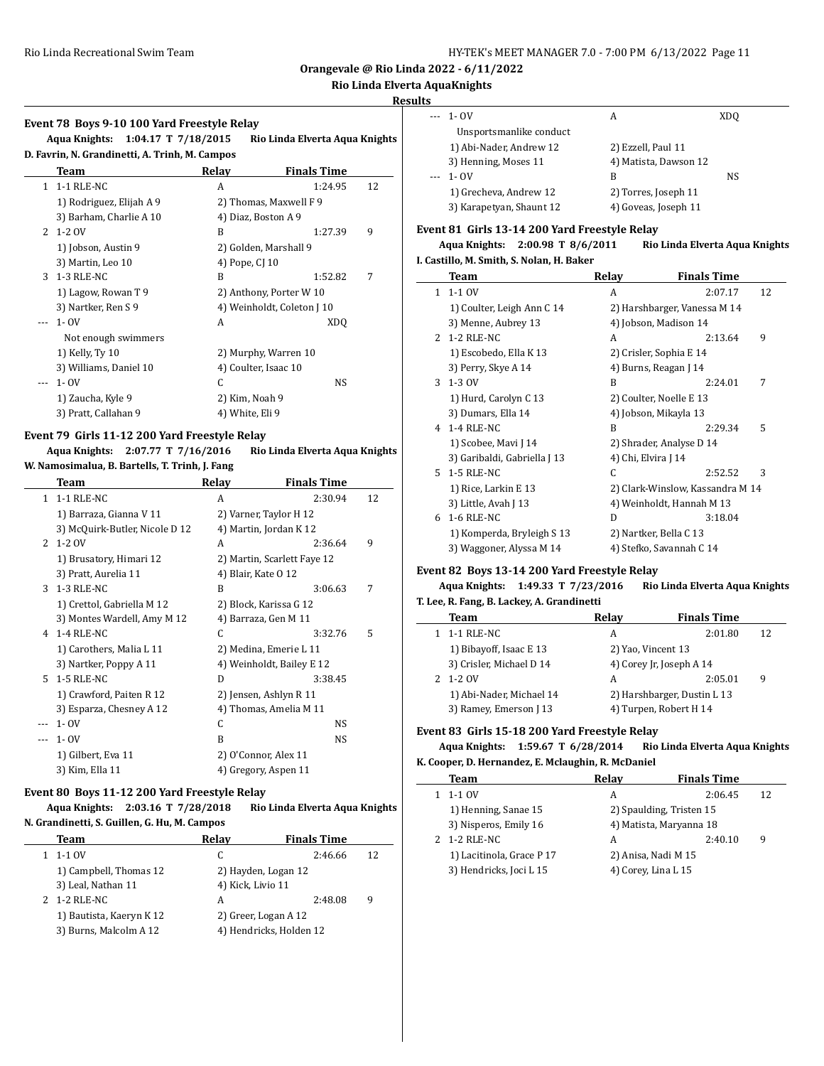## Orangevale @ Rio Linda 2022 - 6/11/2022

### Rio Linda Elverta AquaKnights

#### Results

### Event 78 Boys 9-10 100 Yard Freestyle Relay

**Aqua Knights: 1:04.17 T 7/18/2015 Rio Linda Elverta Aqua Knights**
**D. Favrin, N. Grandinetti, A. Trinh, M. Campos**

| | Team | Relay | Finals Time | |
|---|---|---|---|---|
| 1 | 1-1 RLE-NC | A | 1:24.95 | 12 |
| | 1) Rodriguez, Elijah A 9 | 2) Thomas, Maxwell F 9 | | |
| | 3) Barham, Charlie A 10 | 4) Diaz, Boston A 9 | | |
| 2 | 1-2 OV | B | 1:27.39 | 9 |
| | 1) Jobson, Austin 9 | 2) Golden, Marshall 9 | | |
| | 3) Martin, Leo 10 | 4) Pope, CJ 10 | | |
| 3 | 1-3 RLE-NC | B | 1:52.82 | 7 |
| | 1) Lagow, Rowan T 9 | 2) Anthony, Porter W 10 | | |
| | 3) Nartker, Ren S 9 | 4) Weinholdt, Coleton J 10 | | |
| --- | 1- OV | A | XDQ | |
| | Not enough swimmers | | | |
| | 1) Kelly, Ty 10 | 2) Murphy, Warren 10 | | |
| | 3) Williams, Daniel 10 | 4) Coulter, Isaac 10 | | |
| --- | 1- OV | C | NS | |
| | 1) Zaucha, Kyle 9 | 2) Kim, Noah 9 | | |
| | 3) Pratt, Callahan 9 | 4) White, Eli 9 | | |

### Event 79 Girls 11-12 200 Yard Freestyle Relay

**Aqua Knights: 2:07.77 T 7/16/2016 Rio Linda Elverta Aqua Knights**
**W. Namosimalua, B. Bartells, T. Trinh, J. Fang**

| | Team | Relay | Finals Time | |
|---|---|---|---|---|
| 1 | 1-1 RLE-NC | A | 2:30.94 | 12 |
| | 1) Barraza, Gianna V 11 | 2) Varner, Taylor H 12 | | |
| | 3) McQuirk-Butler, Nicole D 12 | 4) Martin, Jordan K 12 | | |
| 2 | 1-2 OV | A | 2:36.64 | 9 |
| | 1) Brusatory, Himari 12 | 2) Martin, Scarlett Faye 12 | | |
| | 3) Pratt, Aurelia 11 | 4) Blair, Kate O 12 | | |
| 3 | 1-3 RLE-NC | B | 3:06.63 | 7 |
| | 1) Crettol, Gabriella M 12 | 2) Block, Karissa G 12 | | |
| | 3) Montes Wardell, Amy M 12 | 4) Barraza, Gen M 11 | | |
| 4 | 1-4 RLE-NC | C | 3:32.76 | 5 |
| | 1) Carothers, Malia L 11 | 2) Medina, Emerie L 11 | | |
| | 3) Nartker, Poppy A 11 | 4) Weinholdt, Bailey E 12 | | |
| 5 | 1-5 RLE-NC | D | 3:38.45 | |
| | 1) Crawford, Paiten R 12 | 2) Jensen, Ashlyn R 11 | | |
| | 3) Esparza, Chesney A 12 | 4) Thomas, Amelia M 11 | | |
| --- | 1- OV | C | NS | |
| --- | 1- OV | B | NS | |
| | 1) Gilbert, Eva 11 | 2) O'Connor, Alex 11 | | |
| | 3) Kim, Ella 11 | 4) Gregory, Aspen 11 | | |

### Event 80 Boys 11-12 200 Yard Freestyle Relay

**Aqua Knights: 2:03.16 T 7/28/2018 Rio Linda Elverta Aqua Knights**
**N. Grandinetti, S. Guillen, G. Hu, M. Campos**

| | Team | Relay | Finals Time | |
|---|---|---|---|---|
| 1 | 1-1 OV | C | 2:46.66 | 12 |
| | 1) Campbell, Thomas 12 | 2) Hayden, Logan 12 | | |
| | 3) Leal, Nathan 11 | 4) Kick, Livio 11 | | |
| 2 | 1-2 RLE-NC | A | 2:48.08 | 9 |
| | 1) Bautista, Kaeryn K 12 | 2) Greer, Logan A 12 | | |
| | 3) Burns, Malcolm A 12 | 4) Hendricks, Holden 12 | | |
| --- | 1- OV | A | XDQ | |
| | Unsportsmanlike conduct | | | |
| | 1) Abi-Nader, Andrew 12 | 2) Ezzell, Paul 11 | | |
| | 3) Henning, Moses 11 | 4) Matista, Dawson 12 | | |
| --- | 1- OV | B | NS | |
| | 1) Grecheva, Andrew 12 | 2) Torres, Joseph 11 | | |
| | 3) Karapetyan, Shaunt 12 | 4) Goveas, Joseph 11 | | |

### Event 81 Girls 13-14 200 Yard Freestyle Relay

**Aqua Knights: 2:00.98 T 8/6/2011 Rio Linda Elverta Aqua Knights**
**I. Castillo, M. Smith, S. Nolan, H. Baker**

| | Team | Relay | Finals Time | |
|---|---|---|---|---|
| 1 | 1-1 OV | A | 2:07.17 | 12 |
| | 1) Coulter, Leigh Ann C 14 | 2) Harshbarger, Vanessa M 14 | | |
| | 3) Menne, Aubrey 13 | 4) Jobson, Madison 14 | | |
| 2 | 1-2 RLE-NC | A | 2:13.64 | 9 |
| | 1) Escobedo, Ella K 13 | 2) Crisler, Sophia E 14 | | |
| | 3) Perry, Skye A 14 | 4) Burns, Reagan J 14 | | |
| 3 | 1-3 OV | B | 2:24.01 | 7 |
| | 1) Hurd, Carolyn C 13 | 2) Coulter, Noelle E 13 | | |
| | 3) Dumars, Ella 14 | 4) Jobson, Mikayla 13 | | |
| 4 | 1-4 RLE-NC | B | 2:29.34 | 5 |
| | 1) Scobee, Mavi J 14 | 2) Shrader, Analyse D 14 | | |
| | 3) Garibaldi, Gabriella J 13 | 4) Chi, Elvira J 14 | | |
| 5 | 1-5 RLE-NC | C | 2:52.52 | 3 |
| | 1) Rice, Larkin E 13 | 2) Clark-Winslow, Kassandra M 14 | | |
| | 3) Little, Avah J 13 | 4) Weinholdt, Hannah M 13 | | |
| 6 | 1-6 RLE-NC | D | 3:18.04 | |
| | 1) Komperda, Bryleigh S 13 | 2) Nartker, Bella C 13 | | |
| | 3) Waggoner, Alyssa M 14 | 4) Stefko, Savannah C 14 | | |

### Event 82 Boys 13-14 200 Yard Freestyle Relay

**Aqua Knights: 1:49.33 T 7/23/2016 Rio Linda Elverta Aqua Knights**
**T. Lee, R. Fang, B. Lackey, A. Grandinetti**

| | Team | Relay | Finals Time | |
|---|---|---|---|---|
| 1 | 1-1 RLE-NC | A | 2:01.80 | 12 |
| | 1) Bibayoff, Isaac E 13 | 2) Yao, Vincent 13 | | |
| | 3) Crisler, Michael D 14 | 4) Corey Jr, Joseph A 14 | | |
| 2 | 1-2 OV | A | 2:05.01 | 9 |
| | 1) Abi-Nader, Michael 14 | 2) Harshbarger, Dustin L 13 | | |
| | 3) Ramey, Emerson J 13 | 4) Turpen, Robert H 14 | | |

### Event 83 Girls 15-18 200 Yard Freestyle Relay

**Aqua Knights: 1:59.67 T 6/28/2014 Rio Linda Elverta Aqua Knights**
**K. Cooper, D. Hernandez, E. Mclaughin, R. McDaniel**

| | Team | Relay | Finals Time | |
|---|---|---|---|---|
| 1 | 1-1 OV | A | 2:06.45 | 12 |
| | 1) Henning, Sanae 15 | 2) Spaulding, Tristen 15 | | |
| | 3) Nisperos, Emily 16 | 4) Matista, Maryanna 18 | | |
| 2 | 1-2 RLE-NC | A | 2:40.10 | 9 |
| | 1) Lacitinola, Grace P 17 | 2) Anisa, Nadi M 15 | | |
| | 3) Hendricks, Joci L 15 | 4) Corey, Lina L 15 | | |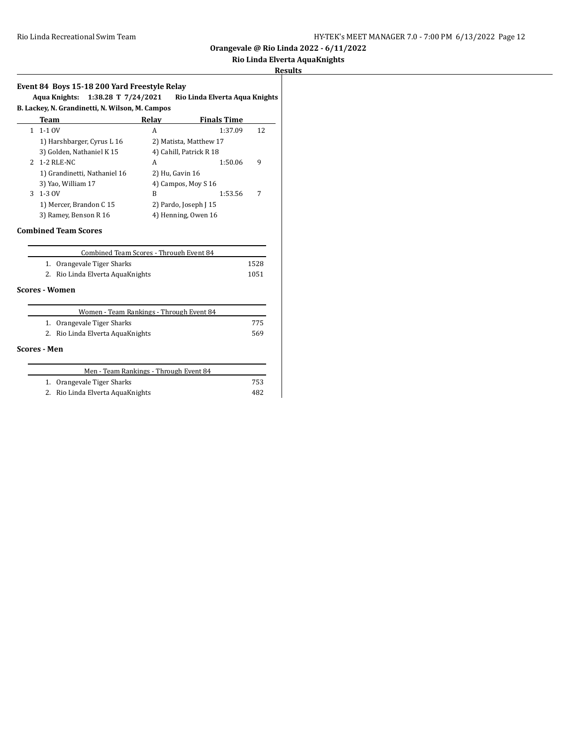Orangevale @ Rio Linda 2022 - 6/11/2022

Rio Linda Elverta AquaKnights

**Results**

### Event 84 Boys 15-18 200 Yard Freestyle Relay

**Aqua Knights: 1:38.28 T 7/24/2021 Rio Linda Elverta Aqua Knights**
**B. Lackey, N. Grandinetti, N. Wilson, M. Campos**

| | Team | Relay | Finals Time | |
|---|---|---|---|---|
| 1 | 1-1 OV | A | 1:37.09 | 12 |
| | 1) Harshbarger, Cyrus L 16 | 2) Matista, Matthew 17 | | |
| | 3) Golden, Nathaniel K 15 | 4) Cahill, Patrick R 18 | | |
| 2 | 1-2 RLE-NC | A | 1:50.06 | 9 |
| | 1) Grandinetti, Nathaniel 16 | 2) Hu, Gavin 16 | | |
| | 3) Yao, William 17 | 4) Campos, Moy S 16 | | |
| 3 | 1-3 OV | B | 1:53.56 | 7 |
| | 1) Mercer, Brandon C 15 | 2) Pardo, Joseph J 15 | | |
| | 3) Ramey, Benson R 16 | 4) Henning, Owen 16 | | |

### Combined Team Scores

| Combined Team Scores - Through Event 84 | |
|---|---|
| 1. Orangevale Tiger Sharks | 1528 |
| 2. Rio Linda Elverta AquaKnights | 1051 |

### Scores - Women

| Women - Team Rankings - Through Event 84 | |
|---|---|
| 1. Orangevale Tiger Sharks | 775 |
| 2. Rio Linda Elverta AquaKnights | 569 |

### Scores - Men

| Men - Team Rankings - Through Event 84 | |
|---|---|
| 1. Orangevale Tiger Sharks | 753 |
| 2. Rio Linda Elverta AquaKnights | 482 |